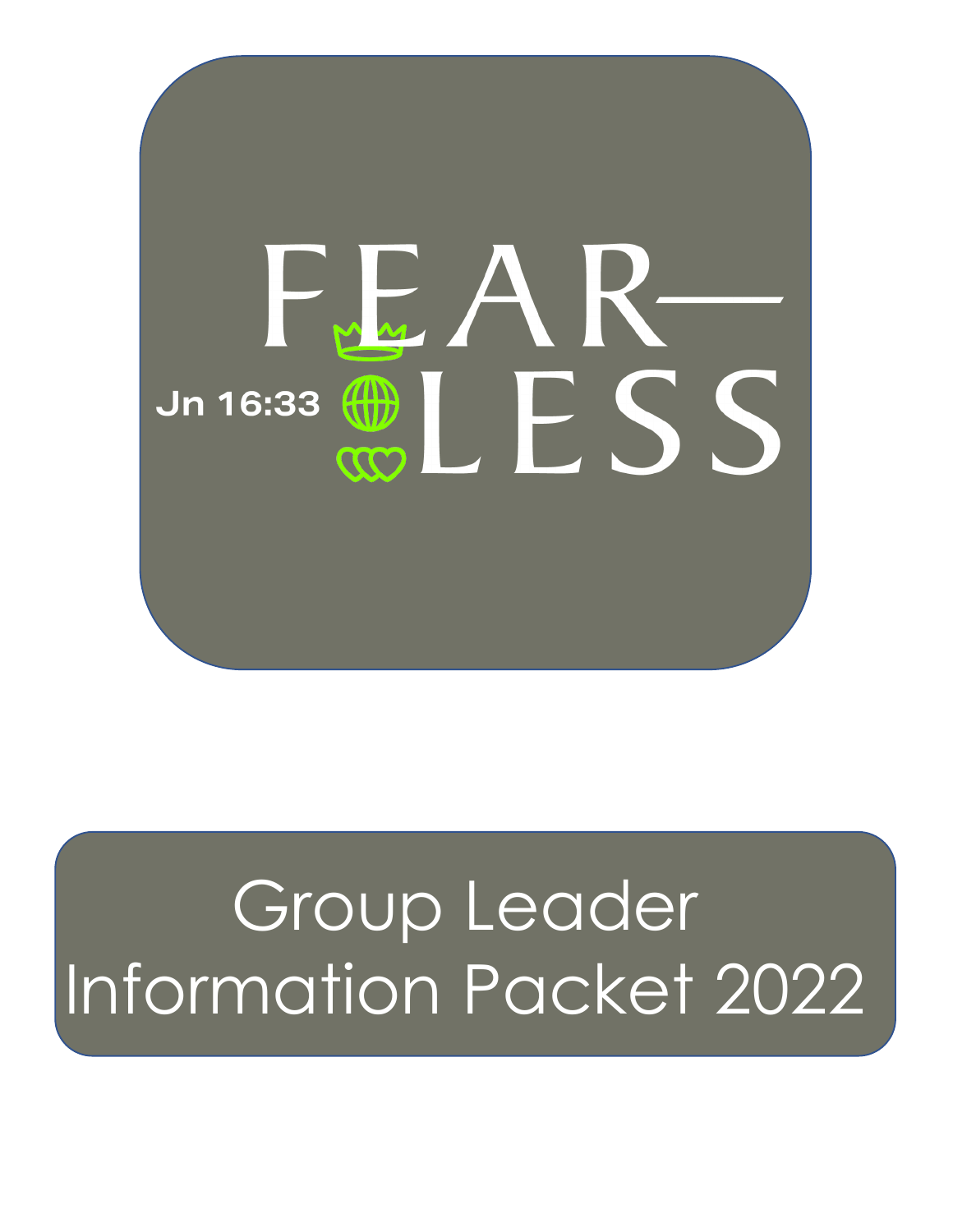# FEAR— LESS

Jn 16:33

# Group Leader Information Packet 2022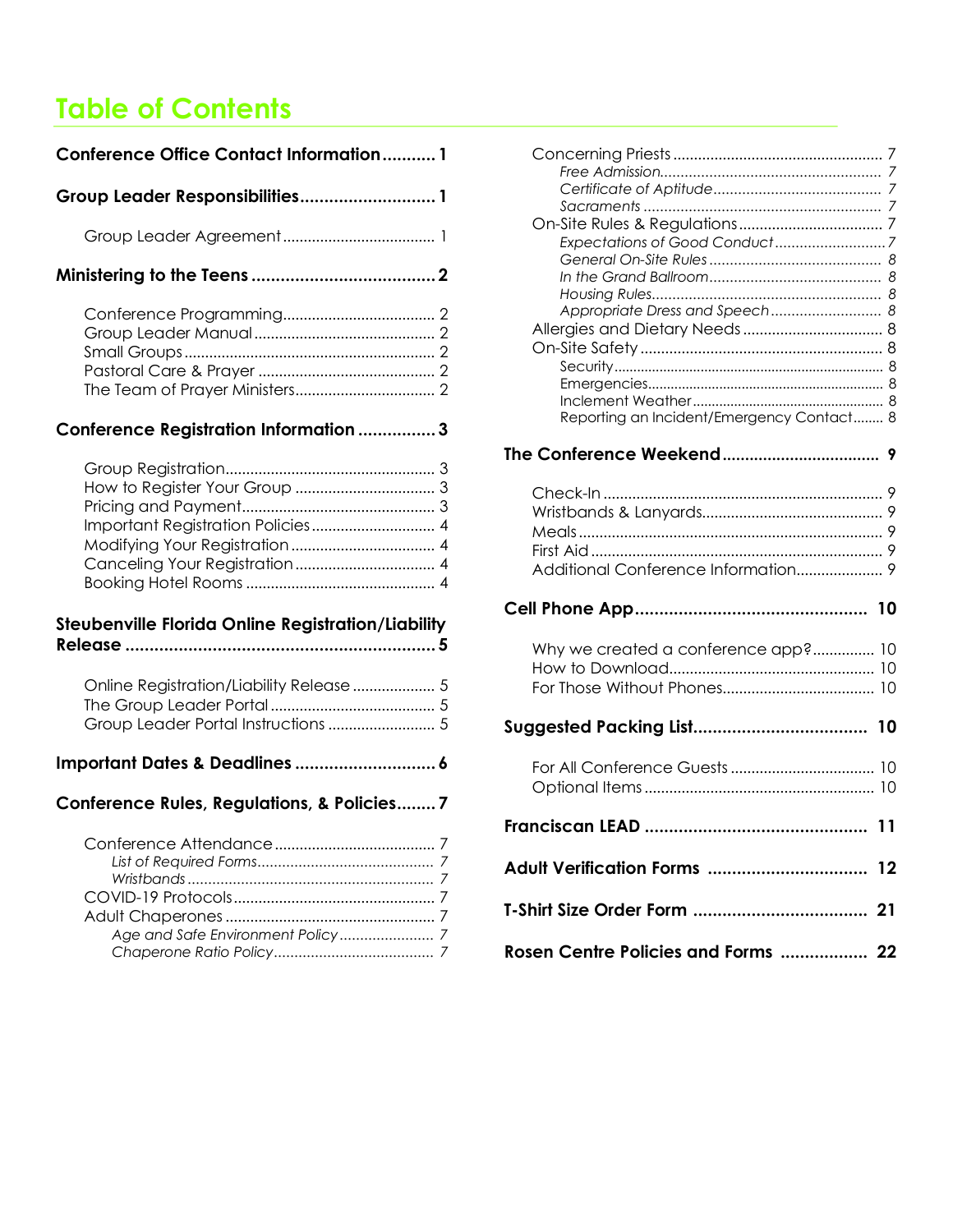# Table of Contents

**Conference Office Contact Information** .......... 1

**Group Leader Responsibilities** .......... 1

- Group Leader Agreement .......... 1

**Ministering to the Teens** .......... 2

- Conference Programming .......... 2
- Group Leader Manual .......... 2
- Small Groups .......... 2
- Pastoral Care & Prayer .......... 2
- The Team of Prayer Ministers .......... 2

**Conference Registration Information** .......... 3

- Group Registration .......... 3
- How to Register Your Group .......... 3
- Pricing and Payment .......... 3
- Important Registration Policies .......... 4
- Modifying Your Registration .......... 4
- Canceling Your Registration .......... 4
- Booking Hotel Rooms .......... 4

**Steubenville Florida Online Registration/Liability Release** .......... 5

- Online Registration/Liability Release .......... 5
- The Group Leader Portal .......... 5
- Group Leader Portal Instructions .......... 5

**Important Dates & Deadlines** .......... 6

**Conference Rules, Regulations, & Policies** .......... 7

- Conference Attendance .......... 7
  - *List of Required Forms* .......... 7
  - *Wristbands* .......... 7
- COVID-19 Protocols .......... 7
- Adult Chaperones .......... 7
  - *Age and Safe Environment Policy* .......... 7
  - *Chaperone Ratio Policy* .......... 7
- Concerning Priests .......... 7
  - *Free Admission* .......... 7
  - *Certificate of Aptitude* .......... 7
  - *Sacraments* .......... 7
- On-Site Rules & Regulations .......... 7
  - *Expectations of Good Conduct* .......... 7
  - *General On-Site Rules* .......... 8
  - *In the Grand Ballroom* .......... 8
  - *Housing Rules* .......... 8
  - *Appropriate Dress and Speech* .......... 8
- Allergies and Dietary Needs .......... 8
- On-Site Safety .......... 8
  - Security .......... 8
  - Emergencies .......... 8
  - Inclement Weather .......... 8
  - Reporting an Incident/Emergency Contact .......... 8

**The Conference Weekend** .......... 9

- Check-In .......... 9
- Wristbands & Lanyards .......... 9
- Meals .......... 9
- First Aid .......... 9
- Additional Conference Information .......... 9

**Cell Phone App** .......... 10

- Why we created a conference app? .......... 10
- How to Download .......... 10
- For Those Without Phones .......... 10

**Suggested Packing List** .......... 10

- For All Conference Guests .......... 10
- Optional Items .......... 10

**Franciscan LEAD** .......... 11

**Adult Verification Forms** .......... 12

**T-Shirt Size Order Form** .......... 21

**Rosen Centre Policies and Forms** .......... 22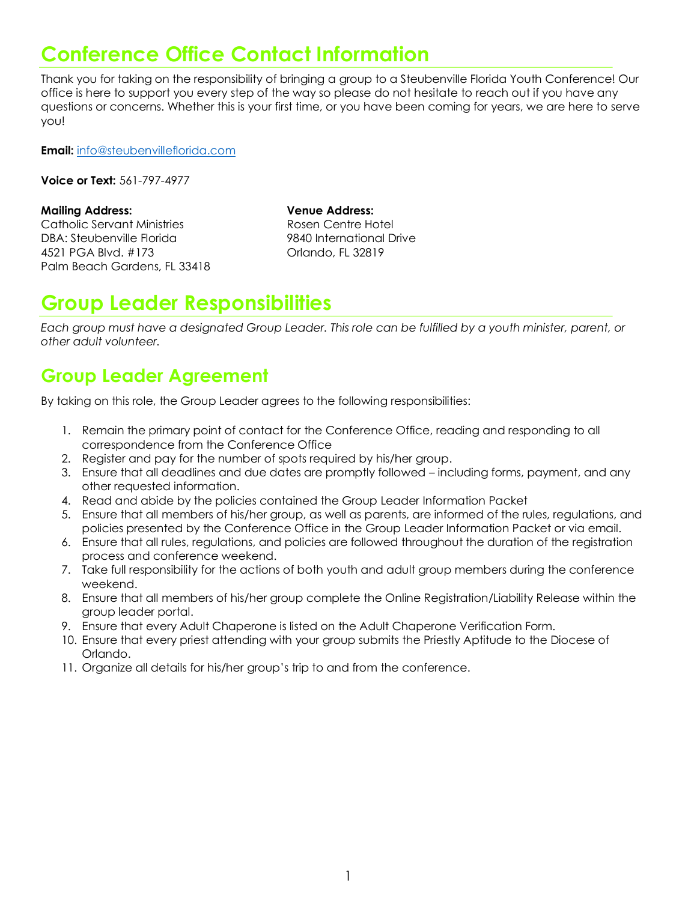# Conference Office Contact Information

Thank you for taking on the responsibility of bringing a group to a Steubenville Florida Youth Conference! Our office is here to support you every step of the way so please do not hesitate to reach out if you have any questions or concerns. Whether this is your first time, or you have been coming for years, we are here to serve you!

**Email:** info@steubenvilleflorida.com

**Voice or Text:** 561-797-4977

**Mailing Address:**
Catholic Servant Ministries
DBA: Steubenville Florida
4521 PGA Blvd. #173
Palm Beach Gardens, FL 33418

**Venue Address:**
Rosen Centre Hotel
9840 International Drive
Orlando, FL 32819

# Group Leader Responsibilities

*Each group must have a designated Group Leader. This role can be fulfilled by a youth minister, parent, or other adult volunteer.*

## Group Leader Agreement

By taking on this role, the Group Leader agrees to the following responsibilities:

1. Remain the primary point of contact for the Conference Office, reading and responding to all correspondence from the Conference Office
2. Register and pay for the number of spots required by his/her group.
3. Ensure that all deadlines and due dates are promptly followed – including forms, payment, and any other requested information.
4. Read and abide by the policies contained the Group Leader Information Packet
5. Ensure that all members of his/her group, as well as parents, are informed of the rules, regulations, and policies presented by the Conference Office in the Group Leader Information Packet or via email.
6. Ensure that all rules, regulations, and policies are followed throughout the duration of the registration process and conference weekend.
7. Take full responsibility for the actions of both youth and adult group members during the conference weekend.
8. Ensure that all members of his/her group complete the Online Registration/Liability Release within the group leader portal.
9. Ensure that every Adult Chaperone is listed on the Adult Chaperone Verification Form.
10. Ensure that every priest attending with your group submits the Priestly Aptitude to the Diocese of Orlando.
11. Organize all details for his/her group's trip to and from the conference.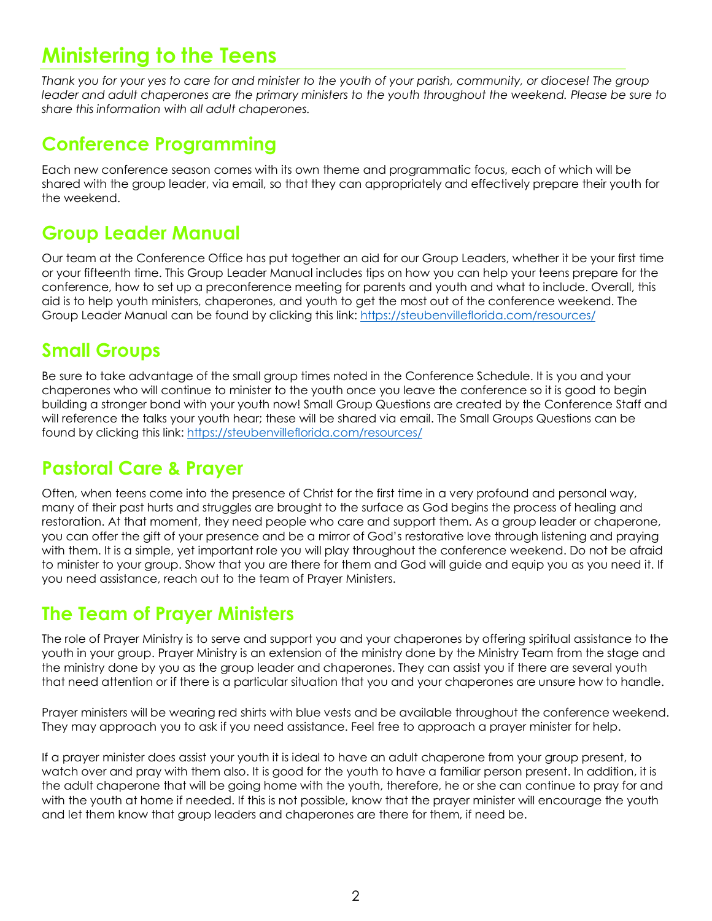# Ministering to the Teens

*Thank you for your yes to care for and minister to the youth of your parish, community, or diocese! The group leader and adult chaperones are the primary ministers to the youth throughout the weekend. Please be sure to share this information with all adult chaperones.*

## Conference Programming

Each new conference season comes with its own theme and programmatic focus, each of which will be shared with the group leader, via email, so that they can appropriately and effectively prepare their youth for the weekend.

## Group Leader Manual

Our team at the Conference Office has put together an aid for our Group Leaders, whether it be your first time or your fifteenth time. This Group Leader Manual includes tips on how you can help your teens prepare for the conference, how to set up a preconference meeting for parents and youth and what to include. Overall, this aid is to help youth ministers, chaperones, and youth to get the most out of the conference weekend. The Group Leader Manual can be found by clicking this link: https://steubenvilleflorida.com/resources/

## Small Groups

Be sure to take advantage of the small group times noted in the Conference Schedule. It is you and your chaperones who will continue to minister to the youth once you leave the conference so it is good to begin building a stronger bond with your youth now! Small Group Questions are created by the Conference Staff and will reference the talks your youth hear; these will be shared via email. The Small Groups Questions can be found by clicking this link: https://steubenvilleflorida.com/resources/

## Pastoral Care & Prayer

Often, when teens come into the presence of Christ for the first time in a very profound and personal way, many of their past hurts and struggles are brought to the surface as God begins the process of healing and restoration. At that moment, they need people who care and support them. As a group leader or chaperone, you can offer the gift of your presence and be a mirror of God's restorative love through listening and praying with them. It is a simple, yet important role you will play throughout the conference weekend. Do not be afraid to minister to your group. Show that you are there for them and God will guide and equip you as you need it. If you need assistance, reach out to the team of Prayer Ministers.

## The Team of Prayer Ministers

The role of Prayer Ministry is to serve and support you and your chaperones by offering spiritual assistance to the youth in your group. Prayer Ministry is an extension of the ministry done by the Ministry Team from the stage and the ministry done by you as the group leader and chaperones. They can assist you if there are several youth that need attention or if there is a particular situation that you and your chaperones are unsure how to handle.

Prayer ministers will be wearing red shirts with blue vests and be available throughout the conference weekend. They may approach you to ask if you need assistance. Feel free to approach a prayer minister for help.

If a prayer minister does assist your youth it is ideal to have an adult chaperone from your group present, to watch over and pray with them also. It is good for the youth to have a familiar person present. In addition, it is the adult chaperone that will be going home with the youth, therefore, he or she can continue to pray for and with the youth at home if needed. If this is not possible, know that the prayer minister will encourage the youth and let them know that group leaders and chaperones are there for them, if need be.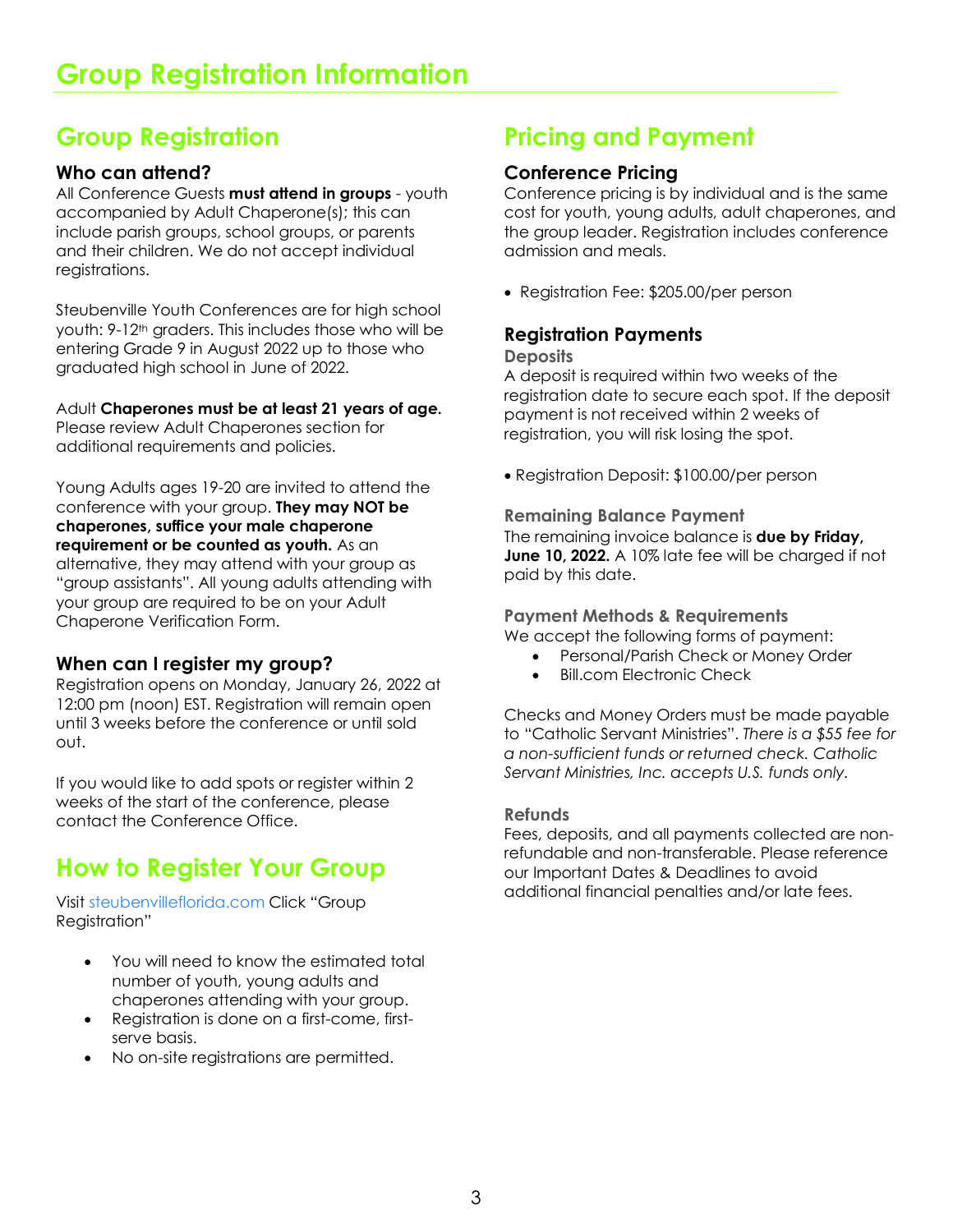# Group Registration Information

## Group Registration

### Who can attend?

All Conference Guests **must attend in groups** - youth accompanied by Adult Chaperone(s); this can include parish groups, school groups, or parents and their children. We do not accept individual registrations.

Steubenville Youth Conferences are for high school youth: 9-12th graders. This includes those who will be entering Grade 9 in August 2022 up to those who graduated high school in June of 2022.

Adult **Chaperones must be at least 21 years of age.** Please review Adult Chaperones section for additional requirements and policies.

Young Adults ages 19-20 are invited to attend the conference with your group. **They may NOT be chaperones, suffice your male chaperone requirement or be counted as youth.** As an alternative, they may attend with your group as "group assistants". All young adults attending with your group are required to be on your Adult Chaperone Verification Form.

### When can I register my group?

Registration opens on Monday, January 26, 2022 at 12:00 pm (noon) EST. Registration will remain open until 3 weeks before the conference or until sold out.

If you would like to add spots or register within 2 weeks of the start of the conference, please contact the Conference Office.

## How to Register Your Group

Visit steubenvilleflorida.com Click "Group Registration"

- You will need to know the estimated total number of youth, young adults and chaperones attending with your group.
- Registration is done on a first-come, first-serve basis.
- No on-site registrations are permitted.

## Pricing and Payment

### Conference Pricing

Conference pricing is by individual and is the same cost for youth, young adults, adult chaperones, and the group leader. Registration includes conference admission and meals.

- Registration Fee: $205.00/per person

### Registration Payments

#### Deposits

A deposit is required within two weeks of the registration date to secure each spot. If the deposit payment is not received within 2 weeks of registration, you will risk losing the spot.

- Registration Deposit: $100.00/per person

#### Remaining Balance Payment

The remaining invoice balance is **due by Friday, June 10, 2022.** A 10% late fee will be charged if not paid by this date.

#### Payment Methods & Requirements

We accept the following forms of payment:

- Personal/Parish Check or Money Order
- Bill.com Electronic Check

Checks and Money Orders must be made payable to "Catholic Servant Ministries". *There is a $55 fee for a non-sufficient funds or returned check. Catholic Servant Ministries, Inc. accepts U.S. funds only.*

#### Refunds

Fees, deposits, and all payments collected are non-refundable and non-transferable. Please reference our Important Dates & Deadlines to avoid additional financial penalties and/or late fees.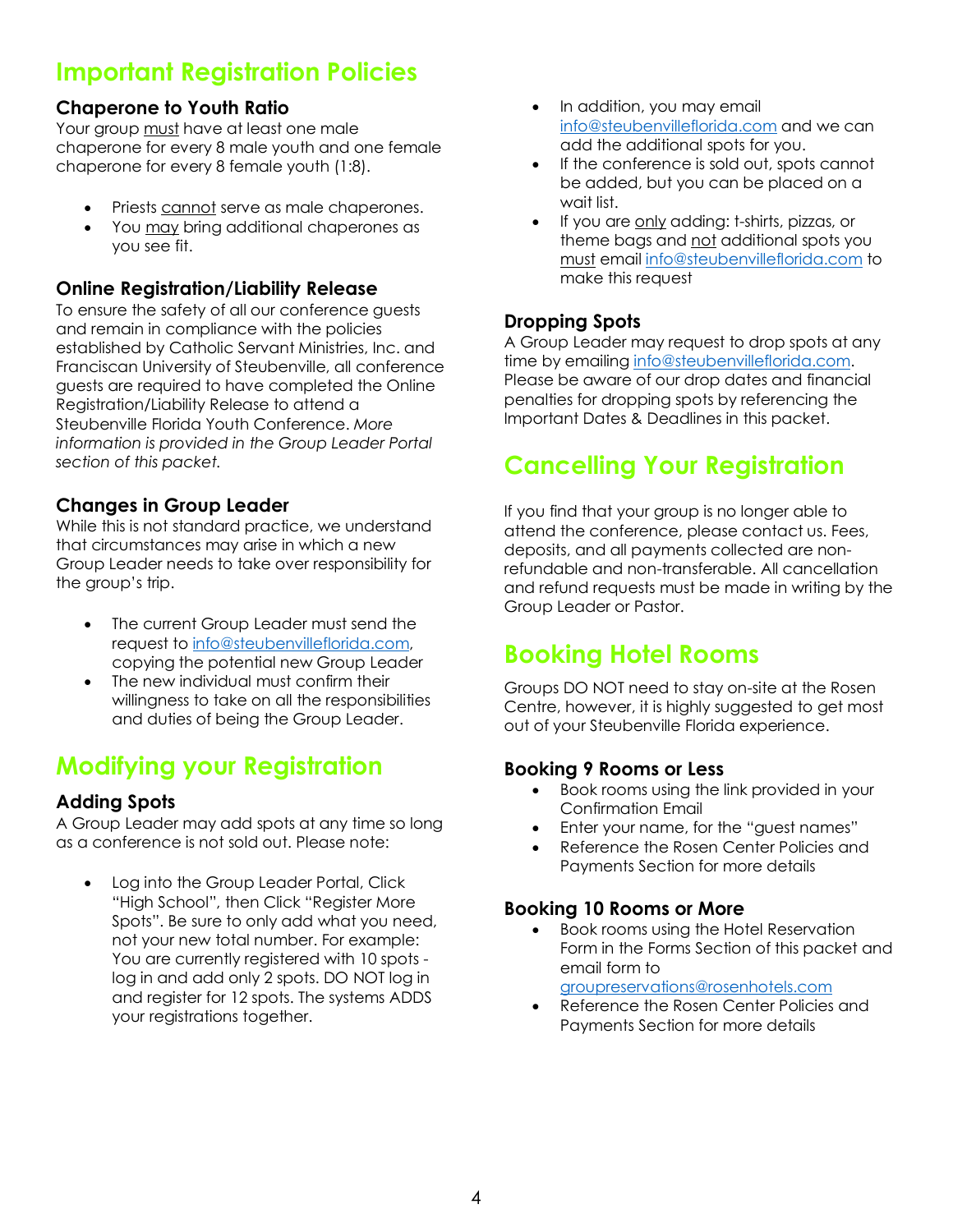# Important Registration Policies

### Chaperone to Youth Ratio

Your group must have at least one male chaperone for every 8 male youth and one female chaperone for every 8 female youth (1:8).

- Priests cannot serve as male chaperones.
- You may bring additional chaperones as you see fit.

### Online Registration/Liability Release

To ensure the safety of all our conference guests and remain in compliance with the policies established by Catholic Servant Ministries, Inc. and Franciscan University of Steubenville, all conference guests are required to have completed the Online Registration/Liability Release to attend a Steubenville Florida Youth Conference. *More information is provided in the Group Leader Portal section of this packet.*

### Changes in Group Leader

While this is not standard practice, we understand that circumstances may arise in which a new Group Leader needs to take over responsibility for the group's trip.

- The current Group Leader must send the request to info@steubenvilleflorida.com, copying the potential new Group Leader
- The new individual must confirm their willingness to take on all the responsibilities and duties of being the Group Leader.

# Modifying your Registration

### Adding Spots

A Group Leader may add spots at any time so long as a conference is not sold out. Please note:

- Log into the Group Leader Portal, Click "High School", then Click "Register More Spots". Be sure to only add what you need, not your new total number. For example: You are currently registered with 10 spots - log in and add only 2 spots. DO NOT log in and register for 12 spots. The systems ADDS your registrations together.
- In addition, you may email info@steubenvilleflorida.com and we can add the additional spots for you.
- If the conference is sold out, spots cannot be added, but you can be placed on a wait list.
- If you are only adding: t-shirts, pizzas, or theme bags and not additional spots you must email info@steubenvilleflorida.com to make this request

### Dropping Spots

A Group Leader may request to drop spots at any time by emailing info@steubenvilleflorida.com. Please be aware of our drop dates and financial penalties for dropping spots by referencing the Important Dates & Deadlines in this packet.

# Cancelling Your Registration

If you find that your group is no longer able to attend the conference, please contact us. Fees, deposits, and all payments collected are non-refundable and non-transferable. All cancellation and refund requests must be made in writing by the Group Leader or Pastor.

# Booking Hotel Rooms

Groups DO NOT need to stay on-site at the Rosen Centre, however, it is highly suggested to get most out of your Steubenville Florida experience.

### Booking 9 Rooms or Less

- Book rooms using the link provided in your Confirmation Email
- Enter your name, for the "guest names"
- Reference the Rosen Center Policies and Payments Section for more details

### Booking 10 Rooms or More

- Book rooms using the Hotel Reservation Form in the Forms Section of this packet and email form to groupreservations@rosenhotels.com
- Reference the Rosen Center Policies and Payments Section for more details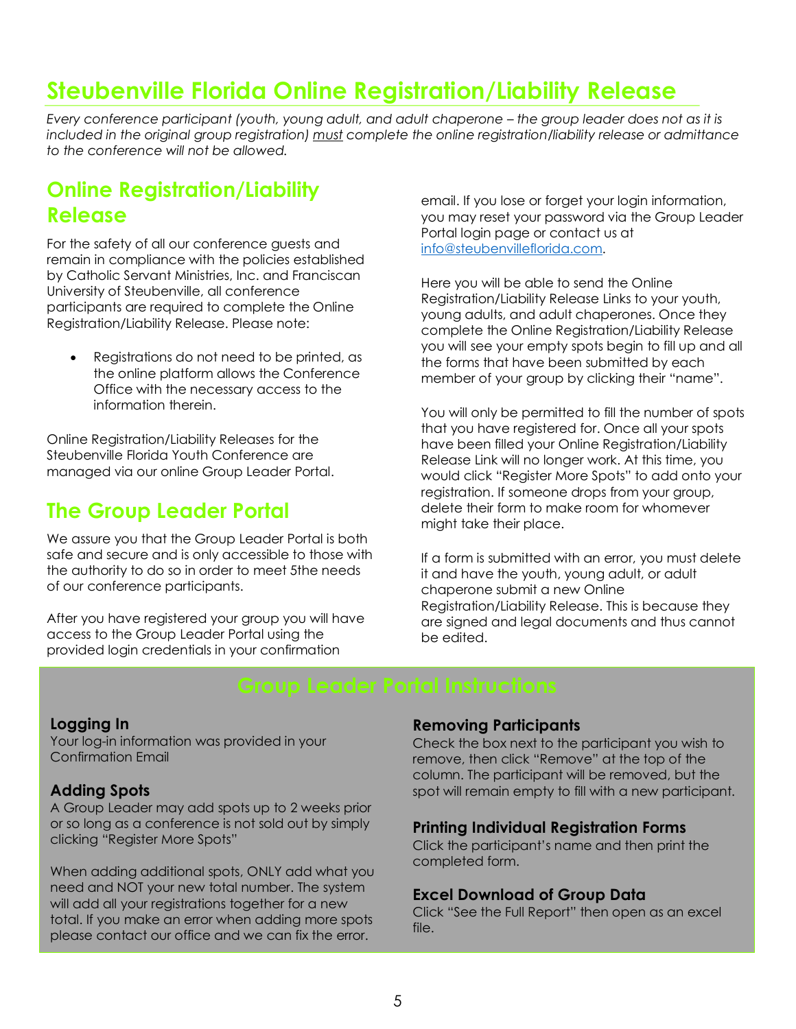# Steubenville Florida Online Registration/Liability Release

*Every conference participant (youth, young adult, and adult chaperone – the group leader does not as it is included in the original group registration) must complete the online registration/liability release or admittance to the conference will not be allowed.*

## Online Registration/Liability Release

For the safety of all our conference guests and remain in compliance with the policies established by Catholic Servant Ministries, Inc. and Franciscan University of Steubenville, all conference participants are required to complete the Online Registration/Liability Release. Please note:

- Registrations do not need to be printed, as the online platform allows the Conference Office with the necessary access to the information therein.

Online Registration/Liability Releases for the Steubenville Florida Youth Conference are managed via our online Group Leader Portal.

## The Group Leader Portal

We assure you that the Group Leader Portal is both safe and secure and is only accessible to those with the authority to do so in order to meet 5the needs of our conference participants.

After you have registered your group you will have access to the Group Leader Portal using the provided login credentials in your confirmation email. If you lose or forget your login information, you may reset your password via the Group Leader Portal login page or contact us at info@steubenvilleflorida.com.

Here you will be able to send the Online Registration/Liability Release Links to your youth, young adults, and adult chaperones. Once they complete the Online Registration/Liability Release you will see your empty spots begin to fill up and all the forms that have been submitted by each member of your group by clicking their "name".

You will only be permitted to fill the number of spots that you have registered for. Once all your spots have been filled your Online Registration/Liability Release Link will no longer work. At this time, you would click "Register More Spots" to add onto your registration. If someone drops from your group, delete their form to make room for whomever might take their place.

If a form is submitted with an error, you must delete it and have the youth, young adult, or adult chaperone submit a new Online Registration/Liability Release. This is because they are signed and legal documents and thus cannot be edited.

## Group Leader Portal Instructions

### Logging In

Your log-in information was provided in your Confirmation Email

### Adding Spots

A Group Leader may add spots up to 2 weeks prior or so long as a conference is not sold out by simply clicking "Register More Spots"

When adding additional spots, ONLY add what you need and NOT your new total number. The system will add all your registrations together for a new total. If you make an error when adding more spots please contact our office and we can fix the error.

### Removing Participants

Check the box next to the participant you wish to remove, then click "Remove" at the top of the column. The participant will be removed, but the spot will remain empty to fill with a new participant.

### Printing Individual Registration Forms

Click the participant's name and then print the completed form.

### Excel Download of Group Data

Click "See the Full Report" then open as an excel file.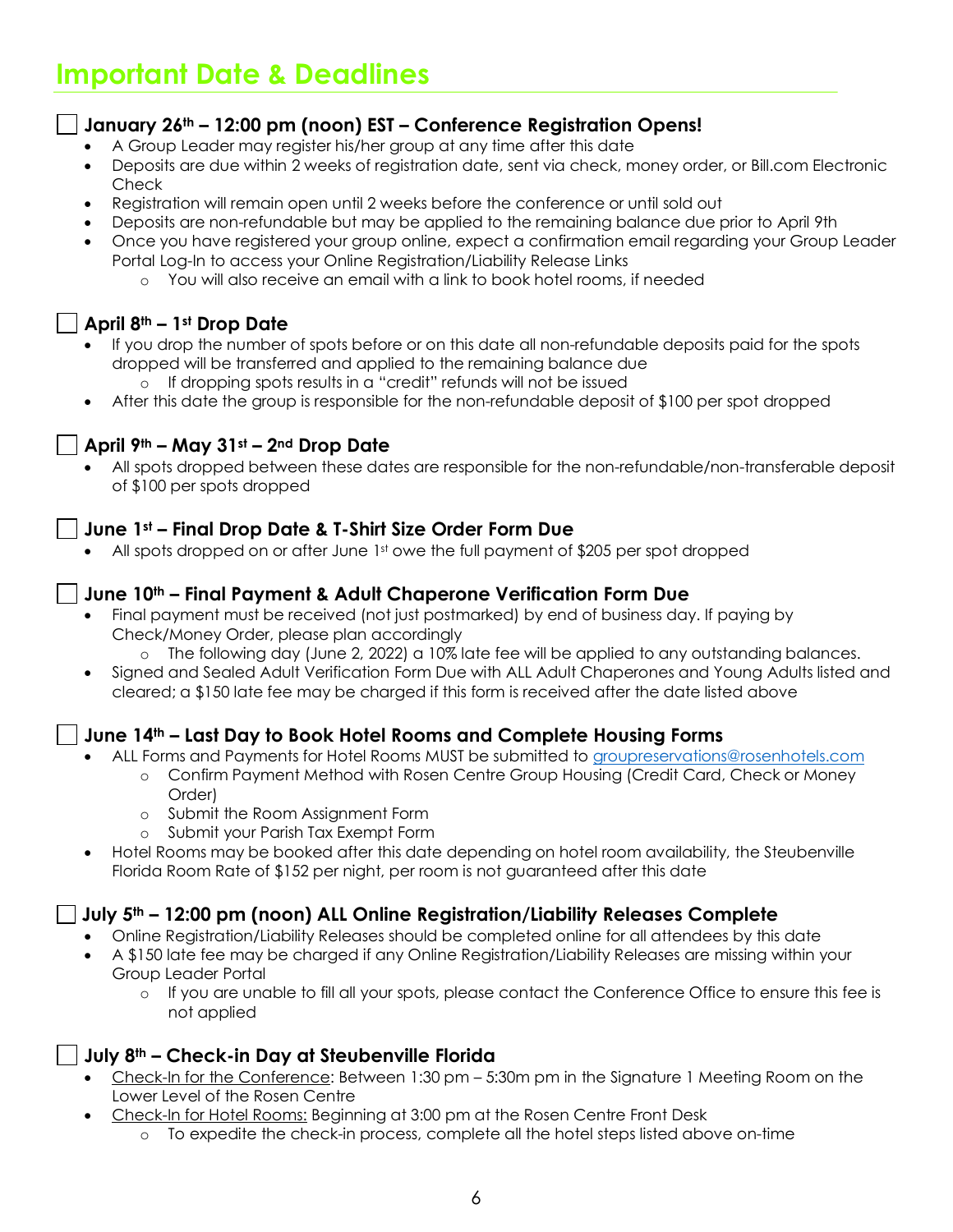# Important Date & Deadlines

- [ ] **January 26th – 12:00 pm (noon) EST – Conference Registration Opens!**
  - A Group Leader may register his/her group at any time after this date
  - Deposits are due within 2 weeks of registration date, sent via check, money order, or Bill.com Electronic Check
  - Registration will remain open until 2 weeks before the conference or until sold out
  - Deposits are non-refundable but may be applied to the remaining balance due prior to April 9th
  - Once you have registered your group online, expect a confirmation email regarding your Group Leader Portal Log-In to access your Online Registration/Liability Release Links
    - You will also receive an email with a link to book hotel rooms, if needed

- [ ] **April 8th – 1st Drop Date**
  - If you drop the number of spots before or on this date all non-refundable deposits paid for the spots dropped will be transferred and applied to the remaining balance due
    - If dropping spots results in a "credit" refunds will not be issued
  - After this date the group is responsible for the non-refundable deposit of $100 per spot dropped

- [ ] **April 9th – May 31st – 2nd Drop Date**
  - All spots dropped between these dates are responsible for the non-refundable/non-transferable deposit of $100 per spots dropped

- [ ] **June 1st – Final Drop Date & T-Shirt Size Order Form Due**
  - All spots dropped on or after June 1st owe the full payment of $205 per spot dropped

- [ ] **June 10th – Final Payment & Adult Chaperone Verification Form Due**
  - Final payment must be received (not just postmarked) by end of business day. If paying by Check/Money Order, please plan accordingly
    - The following day (June 2, 2022) a 10% late fee will be applied to any outstanding balances.
  - Signed and Sealed Adult Verification Form Due with ALL Adult Chaperones and Young Adults listed and cleared; a $150 late fee may be charged if this form is received after the date listed above

- [ ] **June 14th – Last Day to Book Hotel Rooms and Complete Housing Forms**
  - ALL Forms and Payments for Hotel Rooms MUST be submitted to groupreservations@rosenhotels.com
    - Confirm Payment Method with Rosen Centre Group Housing (Credit Card, Check or Money Order)
    - Submit the Room Assignment Form
    - Submit your Parish Tax Exempt Form
  - Hotel Rooms may be booked after this date depending on hotel room availability, the Steubenville Florida Room Rate of $152 per night, per room is not guaranteed after this date

- [ ] **July 5th – 12:00 pm (noon) ALL Online Registration/Liability Releases Complete**
  - Online Registration/Liability Releases should be completed online for all attendees by this date
  - A $150 late fee may be charged if any Online Registration/Liability Releases are missing within your Group Leader Portal
    - If you are unable to fill all your spots, please contact the Conference Office to ensure this fee is not applied

- [ ] **July 8th – Check-in Day at Steubenville Florida**
  - Check-In for the Conference: Between 1:30 pm – 5:30m pm in the Signature 1 Meeting Room on the Lower Level of the Rosen Centre
  - Check-In for Hotel Rooms: Beginning at 3:00 pm at the Rosen Centre Front Desk
    - To expedite the check-in process, complete all the hotel steps listed above on-time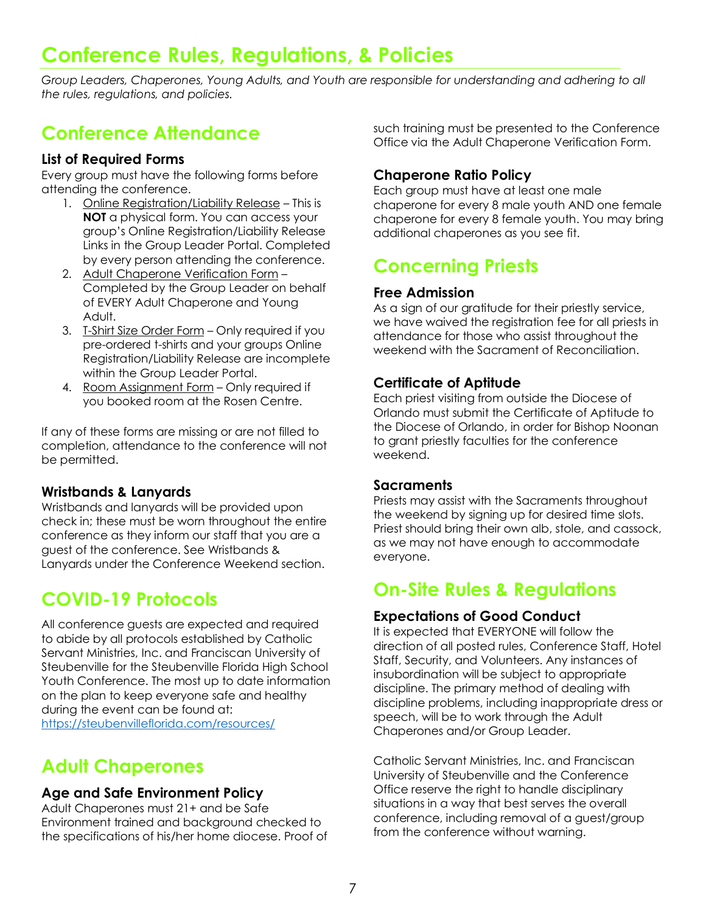# Conference Rules, Regulations, & Policies

*Group Leaders, Chaperones, Young Adults, and Youth are responsible for understanding and adhering to all the rules, regulations, and policies.*

## Conference Attendance

### List of Required Forms

Every group must have the following forms before attending the conference.

1. Online Registration/Liability Release – This is **NOT** a physical form. You can access your group's Online Registration/Liability Release Links in the Group Leader Portal. Completed by every person attending the conference.
2. Adult Chaperone Verification Form – Completed by the Group Leader on behalf of EVERY Adult Chaperone and Young Adult.
3. T-Shirt Size Order Form – Only required if you pre-ordered t-shirts and your groups Online Registration/Liability Release are incomplete within the Group Leader Portal.
4. Room Assignment Form – Only required if you booked room at the Rosen Centre.

If any of these forms are missing or are not filled to completion, attendance to the conference will not be permitted.

### Wristbands & Lanyards

Wristbands and lanyards will be provided upon check in; these must be worn throughout the entire conference as they inform our staff that you are a guest of the conference. See Wristbands & Lanyards under the Conference Weekend section.

## COVID-19 Protocols

All conference guests are expected and required to abide by all protocols established by Catholic Servant Ministries, Inc. and Franciscan University of Steubenville for the Steubenville Florida High School Youth Conference. The most up to date information on the plan to keep everyone safe and healthy during the event can be found at: https://steubenvilleflorida.com/resources/

## Adult Chaperones

### Age and Safe Environment Policy

Adult Chaperones must 21+ and be Safe Environment trained and background checked to the specifications of his/her home diocese. Proof of such training must be presented to the Conference Office via the Adult Chaperone Verification Form.

### Chaperone Ratio Policy

Each group must have at least one male chaperone for every 8 male youth AND one female chaperone for every 8 female youth. You may bring additional chaperones as you see fit.

## Concerning Priests

### Free Admission

As a sign of our gratitude for their priestly service, we have waived the registration fee for all priests in attendance for those who assist throughout the weekend with the Sacrament of Reconciliation.

### Certificate of Aptitude

Each priest visiting from outside the Diocese of Orlando must submit the Certificate of Aptitude to the Diocese of Orlando, in order for Bishop Noonan to grant priestly faculties for the conference weekend.

### Sacraments

Priests may assist with the Sacraments throughout the weekend by signing up for desired time slots. Priest should bring their own alb, stole, and cassock, as we may not have enough to accommodate everyone.

## On-Site Rules & Regulations

### Expectations of Good Conduct

It is expected that EVERYONE will follow the direction of all posted rules, Conference Staff, Hotel Staff, Security, and Volunteers. Any instances of insubordination will be subject to appropriate discipline. The primary method of dealing with discipline problems, including inappropriate dress or speech, will be to work through the Adult Chaperones and/or Group Leader.

Catholic Servant Ministries, Inc. and Franciscan University of Steubenville and the Conference Office reserve the right to handle disciplinary situations in a way that best serves the overall conference, including removal of a guest/group from the conference without warning.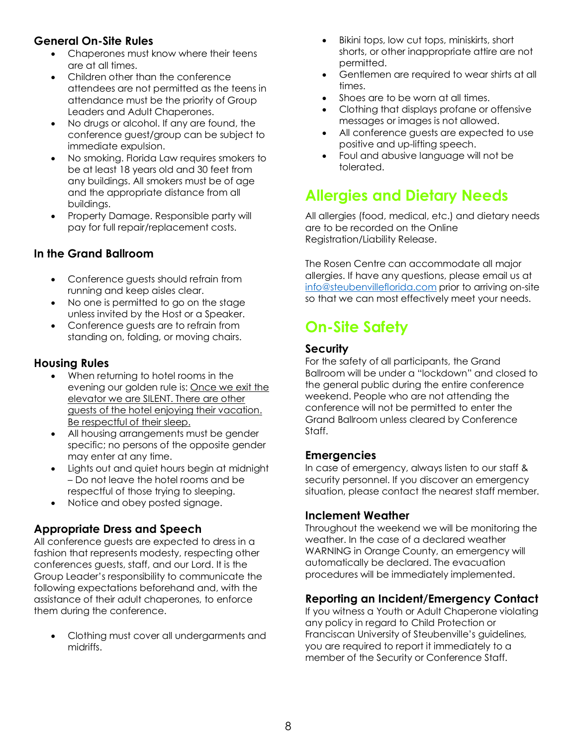### General On-Site Rules

- Chaperones must know where their teens are at all times.
- Children other than the conference attendees are not permitted as the teens in attendance must be the priority of Group Leaders and Adult Chaperones.
- No drugs or alcohol. If any are found, the conference guest/group can be subject to immediate expulsion.
- No smoking. Florida Law requires smokers to be at least 18 years old and 30 feet from any buildings. All smokers must be of age and the appropriate distance from all buildings.
- Property Damage. Responsible party will pay for full repair/replacement costs.

### In the Grand Ballroom

- Conference guests should refrain from running and keep aisles clear.
- No one is permitted to go on the stage unless invited by the Host or a Speaker.
- Conference guests are to refrain from standing on, folding, or moving chairs.

### Housing Rules

- When returning to hotel rooms in the evening our golden rule is: Once we exit the elevator we are SILENT. There are other guests of the hotel enjoying their vacation. Be respectful of their sleep.
- All housing arrangements must be gender specific; no persons of the opposite gender may enter at any time.
- Lights out and quiet hours begin at midnight – Do not leave the hotel rooms and be respectful of those trying to sleeping.
- Notice and obey posted signage.

### Appropriate Dress and Speech

All conference guests are expected to dress in a fashion that represents modesty, respecting other conferences guests, staff, and our Lord. It is the Group Leader's responsibility to communicate the following expectations beforehand and, with the assistance of their adult chaperones, to enforce them during the conference.

- Clothing must cover all undergarments and midriffs.
- Bikini tops, low cut tops, miniskirts, short shorts, or other inappropriate attire are not permitted.
- Gentlemen are required to wear shirts at all times.
- Shoes are to be worn at all times.
- Clothing that displays profane or offensive messages or images is not allowed.
- All conference guests are expected to use positive and up-lifting speech.
- Foul and abusive language will not be tolerated.

## Allergies and Dietary Needs

All allergies (food, medical, etc.) and dietary needs are to be recorded on the Online Registration/Liability Release.

The Rosen Centre can accommodate all major allergies. If have any questions, please email us at info@steubenvilleflorida.com prior to arriving on-site so that we can most effectively meet your needs.

## On-Site Safety

### Security

For the safety of all participants, the Grand Ballroom will be under a "lockdown" and closed to the general public during the entire conference weekend. People who are not attending the conference will not be permitted to enter the Grand Ballroom unless cleared by Conference Staff.

### Emergencies

In case of emergency, always listen to our staff & security personnel. If you discover an emergency situation, please contact the nearest staff member.

### Inclement Weather

Throughout the weekend we will be monitoring the weather. In the case of a declared weather WARNING in Orange County, an emergency will automatically be declared. The evacuation procedures will be immediately implemented.

### Reporting an Incident/Emergency Contact

If you witness a Youth or Adult Chaperone violating any policy in regard to Child Protection or Franciscan University of Steubenville's guidelines, you are required to report it immediately to a member of the Security or Conference Staff.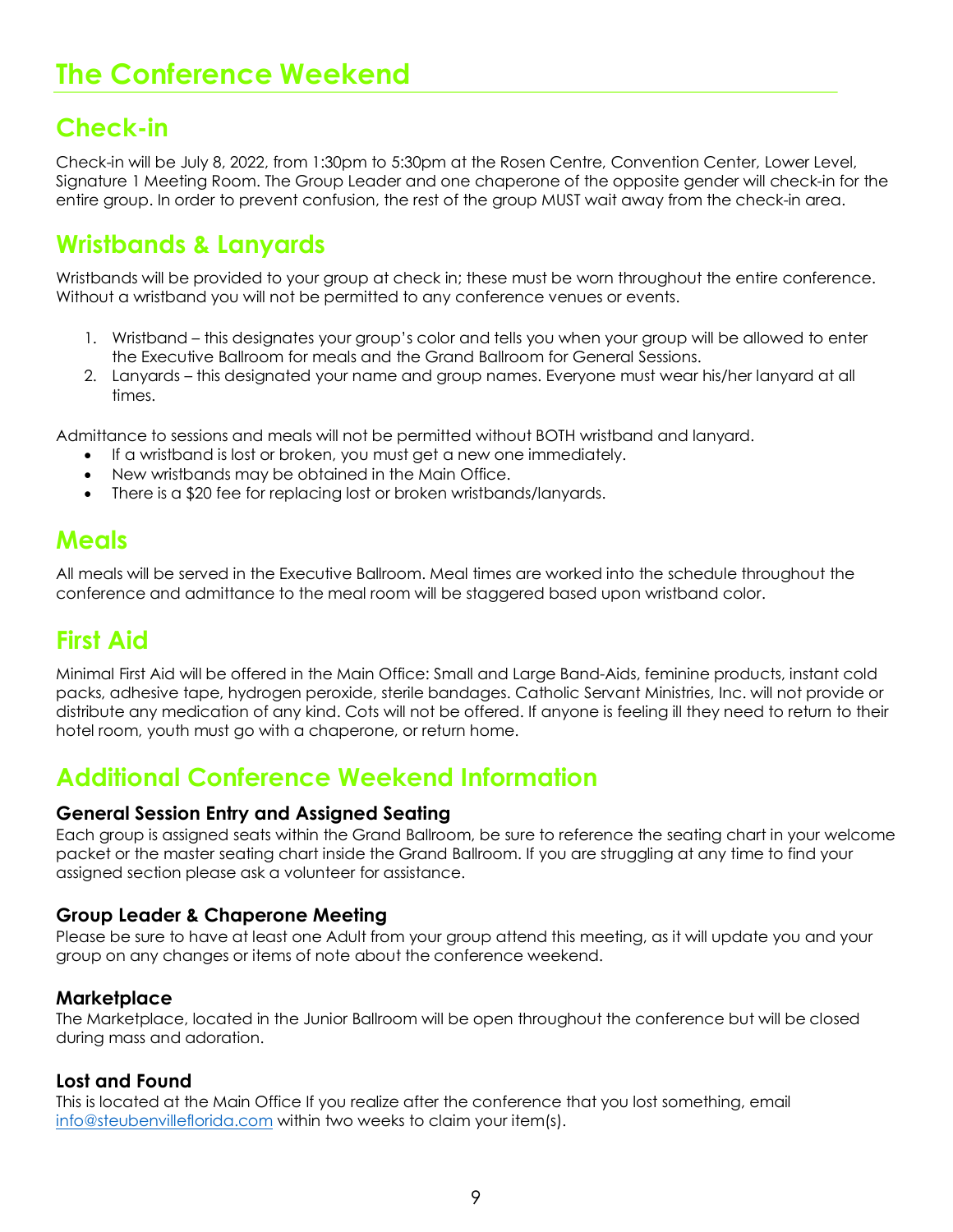# The Conference Weekend

## Check-in

Check-in will be July 8, 2022, from 1:30pm to 5:30pm at the Rosen Centre, Convention Center, Lower Level, Signature 1 Meeting Room. The Group Leader and one chaperone of the opposite gender will check-in for the entire group. In order to prevent confusion, the rest of the group MUST wait away from the check-in area.

## Wristbands & Lanyards

Wristbands will be provided to your group at check in; these must be worn throughout the entire conference. Without a wristband you will not be permitted to any conference venues or events.

1. Wristband – this designates your group's color and tells you when your group will be allowed to enter the Executive Ballroom for meals and the Grand Ballroom for General Sessions.
2. Lanyards – this designated your name and group names. Everyone must wear his/her lanyard at all times.

Admittance to sessions and meals will not be permitted without BOTH wristband and lanyard.

- If a wristband is lost or broken, you must get a new one immediately.
- New wristbands may be obtained in the Main Office.
- There is a $20 fee for replacing lost or broken wristbands/lanyards.

## Meals

All meals will be served in the Executive Ballroom. Meal times are worked into the schedule throughout the conference and admittance to the meal room will be staggered based upon wristband color.

## First Aid

Minimal First Aid will be offered in the Main Office: Small and Large Band-Aids, feminine products, instant cold packs, adhesive tape, hydrogen peroxide, sterile bandages. Catholic Servant Ministries, Inc. will not provide or distribute any medication of any kind. Cots will not be offered. If anyone is feeling ill they need to return to their hotel room, youth must go with a chaperone, or return home.

## Additional Conference Weekend Information

### General Session Entry and Assigned Seating

Each group is assigned seats within the Grand Ballroom, be sure to reference the seating chart in your welcome packet or the master seating chart inside the Grand Ballroom. If you are struggling at any time to find your assigned section please ask a volunteer for assistance.

### Group Leader & Chaperone Meeting

Please be sure to have at least one Adult from your group attend this meeting, as it will update you and your group on any changes or items of note about the conference weekend.

### Marketplace

The Marketplace, located in the Junior Ballroom will be open throughout the conference but will be closed during mass and adoration.

### Lost and Found

This is located at the Main Office If you realize after the conference that you lost something, email [info@steubenvilleflorida.com](mailto:info@steubenvilleflorida.com) within two weeks to claim your item(s).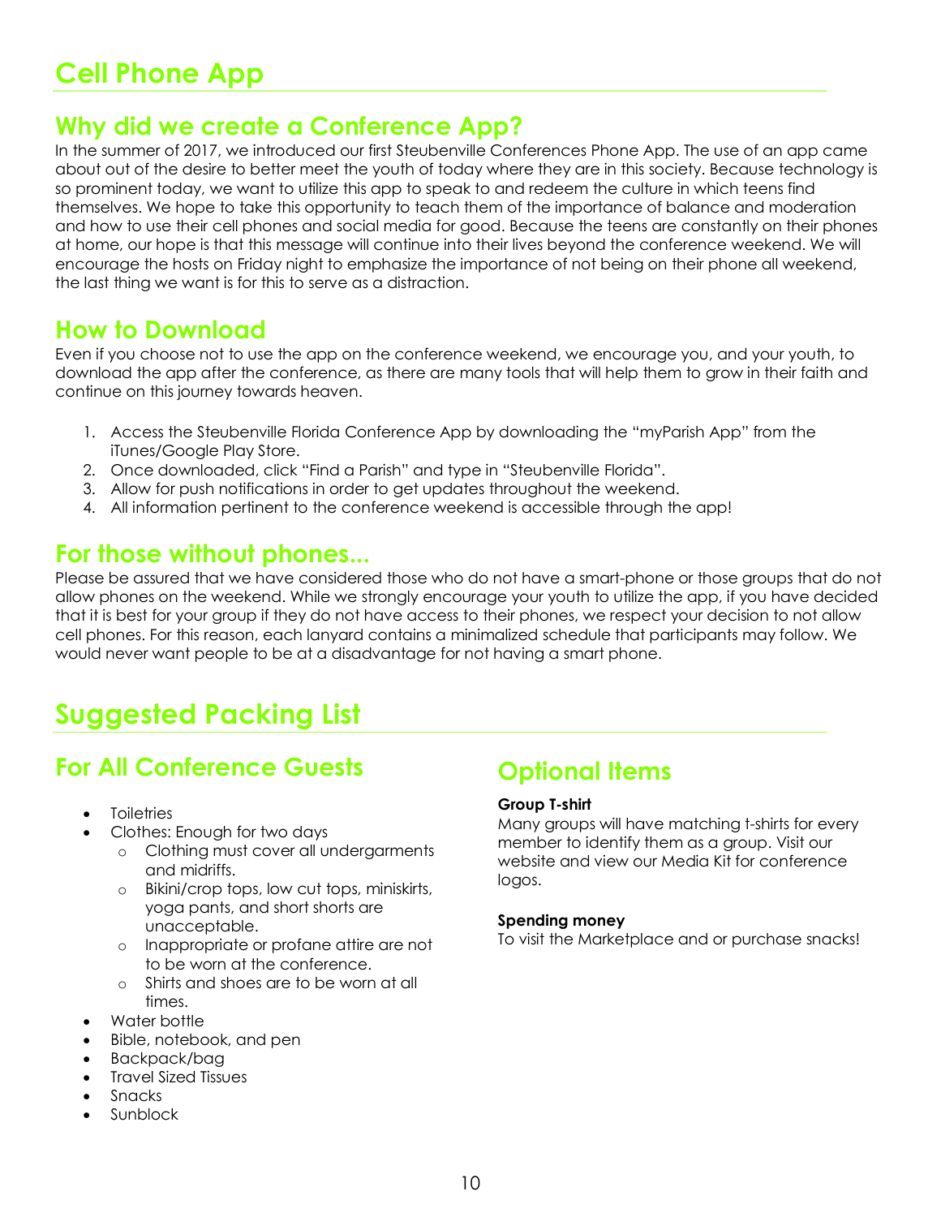# Cell Phone App

## Why did we create a Conference App?

In the summer of 2017, we introduced our first Steubenville Conferences Phone App. The use of an app came about out of the desire to better meet the youth of today where they are in this society. Because technology is so prominent today, we want to utilize this app to speak to and redeem the culture in which teens find themselves. We hope to take this opportunity to teach them of the importance of balance and moderation and how to use their cell phones and social media for good. Because the teens are constantly on their phones at home, our hope is that this message will continue into their lives beyond the conference weekend. We will encourage the hosts on Friday night to emphasize the importance of not being on their phone all weekend, the last thing we want is for this to serve as a distraction.

## How to Download

Even if you choose not to use the app on the conference weekend, we encourage you, and your youth, to download the app after the conference, as there are many tools that will help them to grow in their faith and continue on this journey towards heaven.

1. Access the Steubenville Florida Conference App by downloading the "myParish App" from the iTunes/Google Play Store.
2. Once downloaded, click "Find a Parish" and type in "Steubenville Florida".
3. Allow for push notifications in order to get updates throughout the weekend.
4. All information pertinent to the conference weekend is accessible through the app!

## For those without phones...

Please be assured that we have considered those who do not have a smart-phone or those groups that do not allow phones on the weekend. While we strongly encourage your youth to utilize the app, if you have decided that it is best for your group if they do not have access to their phones, we respect your decision to not allow cell phones. For this reason, each lanyard contains a minimalized schedule that participants may follow. We would never want people to be at a disadvantage for not having a smart phone.

# Suggested Packing List

## For All Conference Guests

- Toiletries
- Clothes: Enough for two days
  - Clothing must cover all undergarments and midriffs.
  - Bikini/crop tops, low cut tops, miniskirts, yoga pants, and short shorts are unacceptable.
  - Inappropriate or profane attire are not to be worn at the conference.
  - Shirts and shoes are to be worn at all times.
- Water bottle
- Bible, notebook, and pen
- Backpack/bag
- Travel Sized Tissues
- Snacks
- Sunblock

## Optional Items

**Group T-shirt**

Many groups will have matching t-shirts for every member to identify them as a group. Visit our website and view our Media Kit for conference logos.

**Spending money**

To visit the Marketplace and or purchase snacks!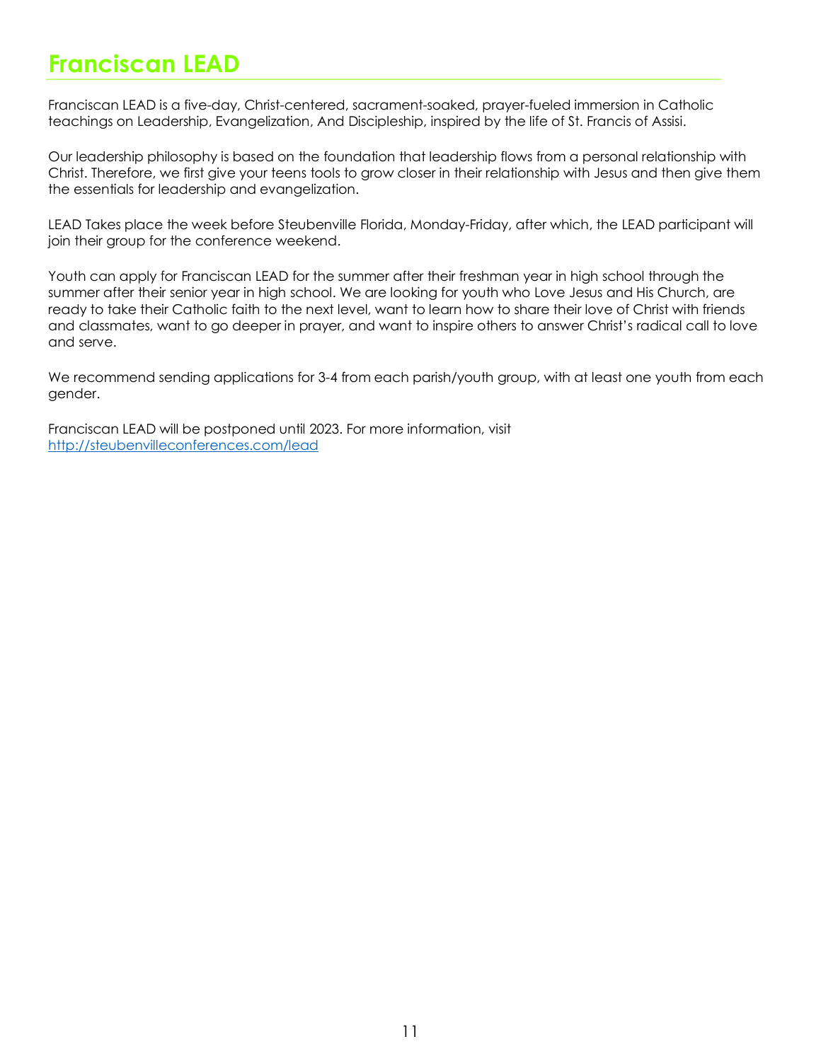# Franciscan LEAD

Franciscan LEAD is a five-day, Christ-centered, sacrament-soaked, prayer-fueled immersion in Catholic teachings on Leadership, Evangelization, And Discipleship, inspired by the life of St. Francis of Assisi.

Our leadership philosophy is based on the foundation that leadership flows from a personal relationship with Christ. Therefore, we first give your teens tools to grow closer in their relationship with Jesus and then give them the essentials for leadership and evangelization.

LEAD Takes place the week before Steubenville Florida, Monday-Friday, after which, the LEAD participant will join their group for the conference weekend.

Youth can apply for Franciscan LEAD for the summer after their freshman year in high school through the summer after their senior year in high school. We are looking for youth who Love Jesus and His Church, are ready to take their Catholic faith to the next level, want to learn how to share their love of Christ with friends and classmates, want to go deeper in prayer, and want to inspire others to answer Christ's radical call to love and serve.

We recommend sending applications for 3-4 from each parish/youth group, with at least one youth from each gender.

Franciscan LEAD will be postponed until 2023. For more information, visit [http://steubenvilleconferences.com/lead](http://steubenvilleconferences.com/lead)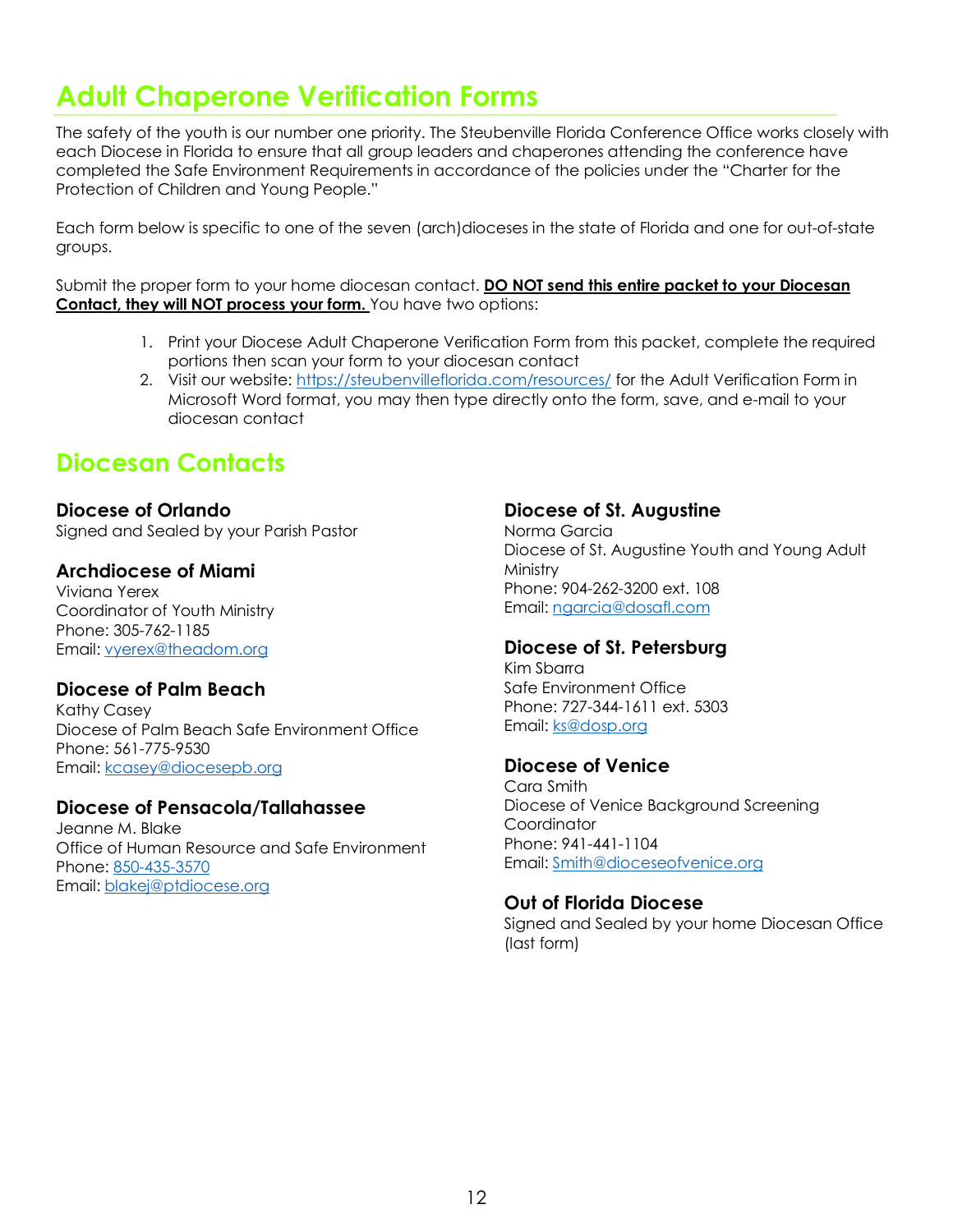# Adult Chaperone Verification Forms

The safety of the youth is our number one priority. The Steubenville Florida Conference Office works closely with each Diocese in Florida to ensure that all group leaders and chaperones attending the conference have completed the Safe Environment Requirements in accordance of the policies under the "Charter for the Protection of Children and Young People."

Each form below is specific to one of the seven (arch)dioceses in the state of Florida and one for out-of-state groups.

Submit the proper form to your home diocesan contact. **DO NOT send this entire packet to your Diocesan Contact, they will NOT process your form.** You have two options:

1. Print your Diocese Adult Chaperone Verification Form from this packet, complete the required portions then scan your form to your diocesan contact
2. Visit our website: https://steubenvilleflorida.com/resources/ for the Adult Verification Form in Microsoft Word format, you may then type directly onto the form, save, and e-mail to your diocesan contact

# Diocesan Contacts

### Diocese of Orlando
Signed and Sealed by your Parish Pastor

### Archdiocese of Miami
Viviana Yerex
Coordinator of Youth Ministry
Phone: 305-762-1185
Email: vyerex@theadom.org

### Diocese of Palm Beach
Kathy Casey
Diocese of Palm Beach Safe Environment Office
Phone: 561-775-9530
Email: kcasey@diocesepb.org

### Diocese of Pensacola/Tallahassee
Jeanne M. Blake
Office of Human Resource and Safe Environment
Phone: 850-435-3570
Email: blakej@ptdiocese.org

### Diocese of St. Augustine
Norma Garcia
Diocese of St. Augustine Youth and Young Adult Ministry
Phone: 904-262-3200 ext. 108
Email: ngarcia@dosafl.com

### Diocese of St. Petersburg
Kim Sbarra
Safe Environment Office
Phone: 727-344-1611 ext. 5303
Email: ks@dosp.org

### Diocese of Venice
Cara Smith
Diocese of Venice Background Screening Coordinator
Phone: 941-441-1104
Email: Smith@dioceseofvenice.org

### Out of Florida Diocese
Signed and Sealed by your home Diocesan Office (last form)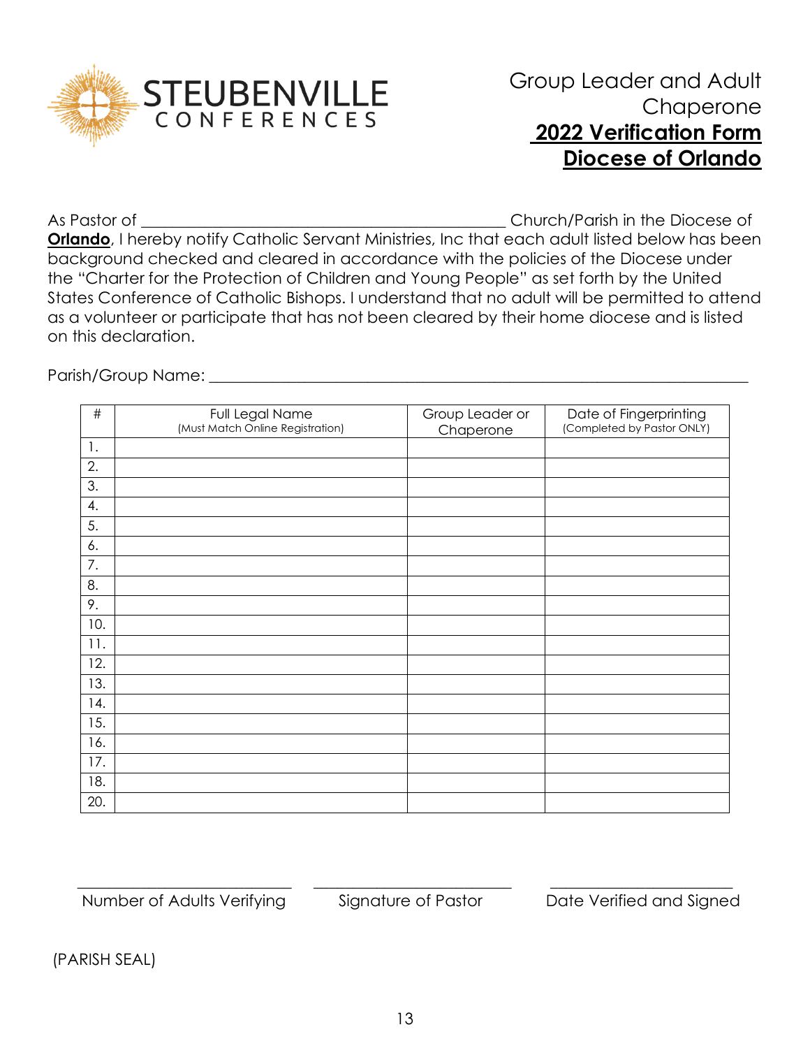STEUBENVILLE CONFERENCES

# Group Leader and Adult Chaperone

## **2022 Verification Form**

## **Diocese of Orlando**

As Pastor of ____________________________________________ Church/Parish in the Diocese of **Orlando**, I hereby notify Catholic Servant Ministries, Inc that each adult listed below has been background checked and cleared in accordance with the policies of the Diocese under the "Charter for the Protection of Children and Young People" as set forth by the United States Conference of Catholic Bishops. I understand that no adult will be permitted to attend as a volunteer or participate that has not been cleared by their home diocese and is listed on this declaration.

Parish/Group Name: ________________________________________________________________

| # | Full Legal Name (Must Match Online Registration) | Group Leader or Chaperone | Date of Fingerprinting (Completed by Pastor ONLY) |
|---|---|---|---|
| 1. | | | |
| 2. | | | |
| 3. | | | |
| 4. | | | |
| 5. | | | |
| 6. | | | |
| 7. | | | |
| 8. | | | |
| 9. | | | |
| 10. | | | |
| 11. | | | |
| 12. | | | |
| 13. | | | |
| 14. | | | |
| 15. | | | |
| 16. | | | |
| 17. | | | |
| 18. | | | |
| 20. | | | |

__________________________ Number of Adults Verifying

__________________________ Signature of Pastor

__________________________ Date Verified and Signed

(PARISH SEAL)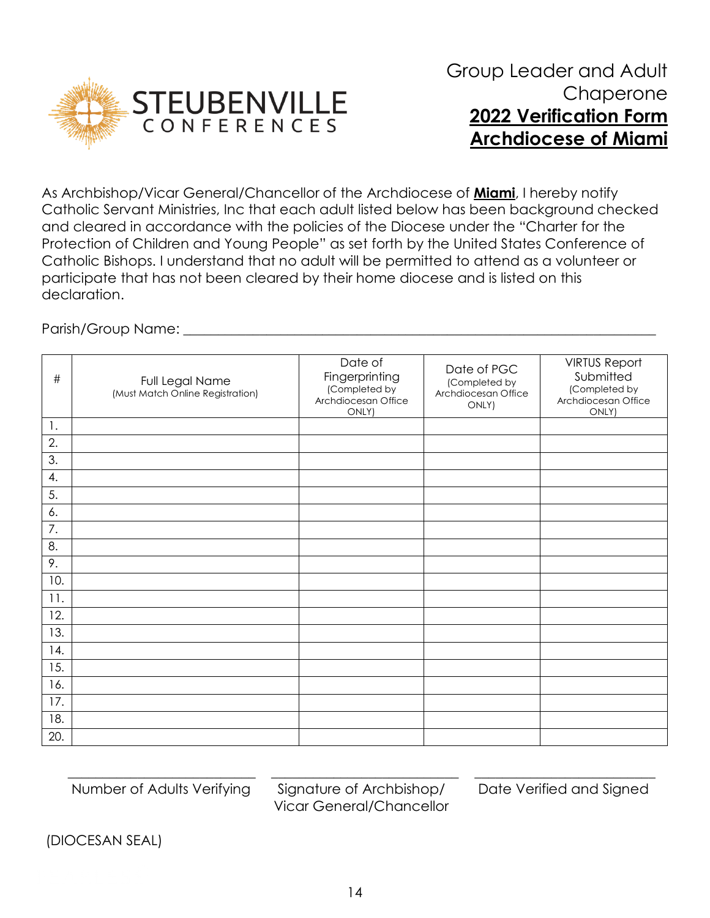STEUBENVILLE CONFERENCES

# Group Leader and Adult Chaperone

## **2022 Verification Form**

## **Archdiocese of Miami**

As Archbishop/Vicar General/Chancellor of the Archdiocese of **Miami**, I hereby notify Catholic Servant Ministries, Inc that each adult listed below has been background checked and cleared in accordance with the policies of the Diocese under the "Charter for the Protection of Children and Young People" as set forth by the United States Conference of Catholic Bishops. I understand that no adult will be permitted to attend as a volunteer or participate that has not been cleared by their home diocese and is listed on this declaration.

Parish/Group Name: ___________________________________________

| # | Full Legal Name (Must Match Online Registration) | Date of Fingerprinting (Completed by Archdiocesan Office ONLY) | Date of PGC (Completed by Archdiocesan Office ONLY) | VIRTUS Report Submitted (Completed by Archdiocesan Office ONLY) |
|---|---|---|---|---|
| 1. | | | | |
| 2. | | | | |
| 3. | | | | |
| 4. | | | | |
| 5. | | | | |
| 6. | | | | |
| 7. | | | | |
| 8. | | | | |
| 9. | | | | |
| 10. | | | | |
| 11. | | | | |
| 12. | | | | |
| 13. | | | | |
| 14. | | | | |
| 15. | | | | |
| 16. | | | | |
| 17. | | | | |
| 18. | | | | |
| 20. | | | | |

_________________________ Number of Adults Verifying

_________________________ Signature of Archbishop/ Vicar General/Chancellor

_________________________ Date Verified and Signed

(DIOCESAN SEAL)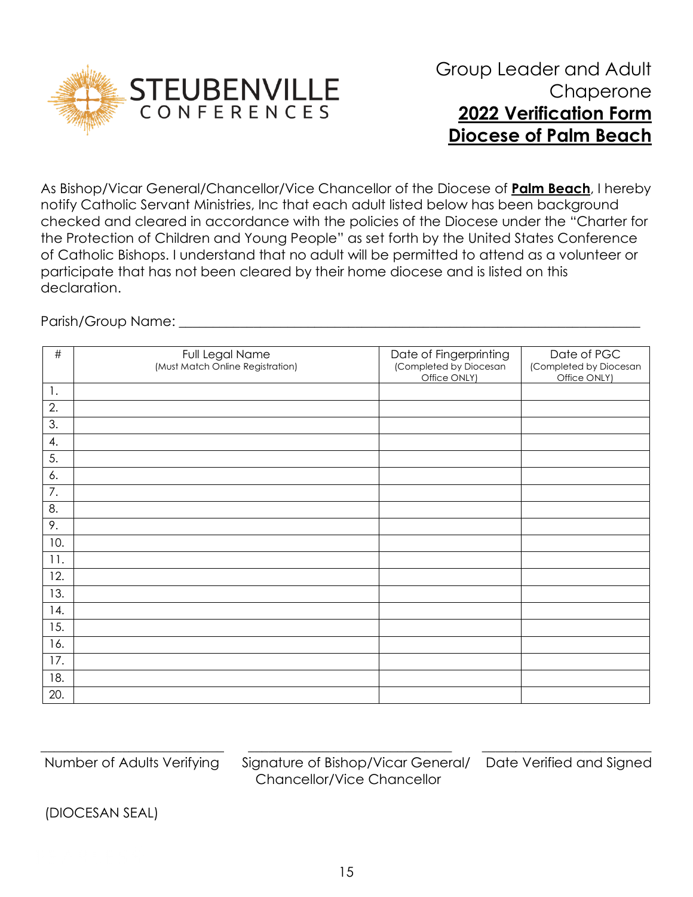STEUBENVILLE CONFERENCES

# Group Leader and Adult Chaperone

## **2022 Verification Form**

## **Diocese of Palm Beach**

As Bishop/Vicar General/Chancellor/Vice Chancellor of the Diocese of **Palm Beach**, I hereby notify Catholic Servant Ministries, Inc that each adult listed below has been background checked and cleared in accordance with the policies of the Diocese under the "Charter for the Protection of Children and Young People" as set forth by the United States Conference of Catholic Bishops. I understand that no adult will be permitted to attend as a volunteer or participate that has not been cleared by their home diocese and is listed on this declaration.

Parish/Group Name: ___________________________________________

| # | Full Legal Name (Must Match Online Registration) | Date of Fingerprinting (Completed by Diocesan Office ONLY) | Date of PGC (Completed by Diocesan Office ONLY) |
|---|---|---|---|
| 1. | | | |
| 2. | | | |
| 3. | | | |
| 4. | | | |
| 5. | | | |
| 6. | | | |
| 7. | | | |
| 8. | | | |
| 9. | | | |
| 10. | | | |
| 11. | | | |
| 12. | | | |
| 13. | | | |
| 14. | | | |
| 15. | | | |
| 16. | | | |
| 17. | | | |
| 18. | | | |
| 20. | | | |

_______________________ Number of Adults Verifying

_______________________ Signature of Bishop/Vicar General/ Chancellor/Vice Chancellor

_______________________ Date Verified and Signed

(DIOCESAN SEAL)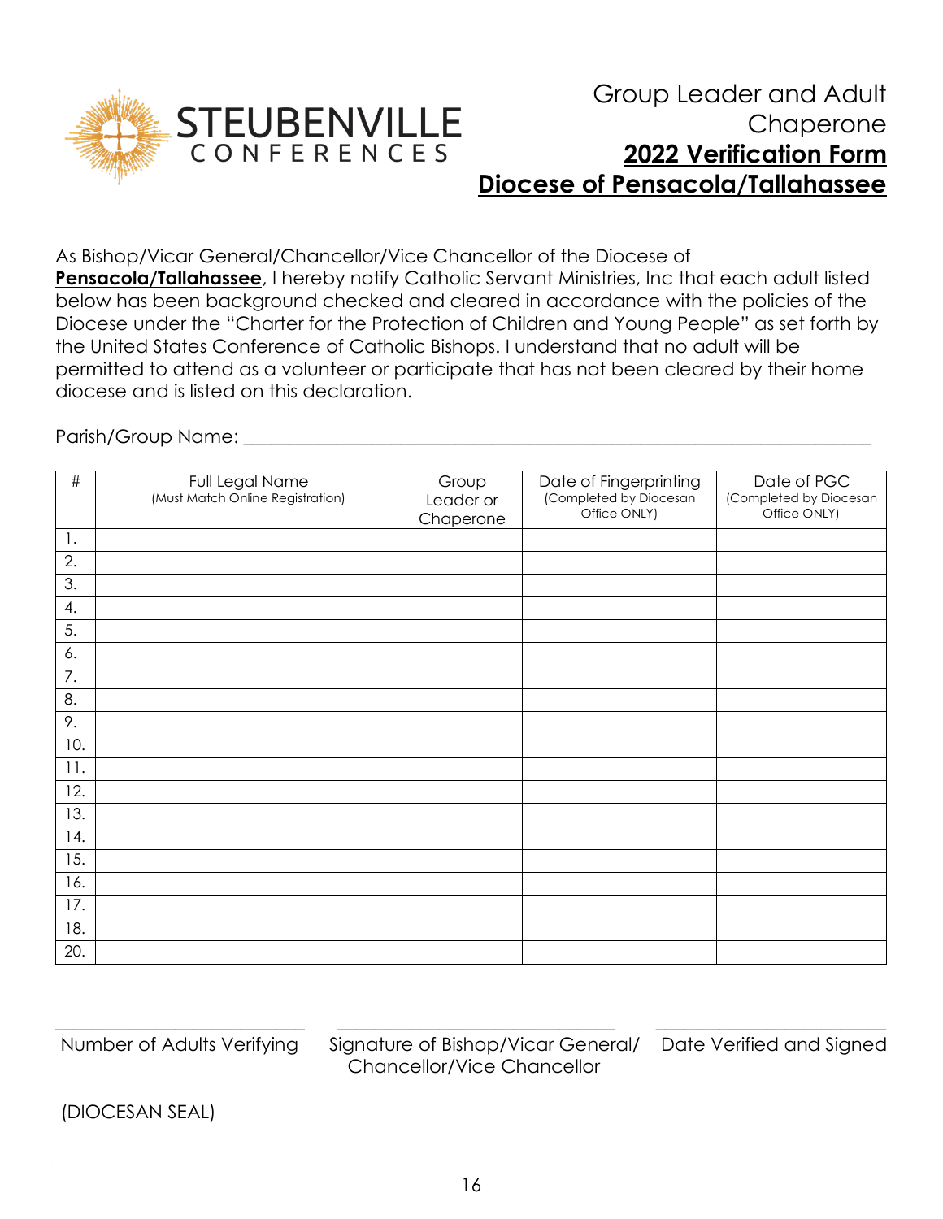STEUBENVILLE CONFERENCES

# Group Leader and Adult Chaperone

## **2022 Verification Form**

## **Diocese of Pensacola/Tallahassee**

As Bishop/Vicar General/Chancellor/Vice Chancellor of the Diocese of **Pensacola/Tallahassee**, I hereby notify Catholic Servant Ministries, Inc that each adult listed below has been background checked and cleared in accordance with the policies of the Diocese under the "Charter for the Protection of Children and Young People" as set forth by the United States Conference of Catholic Bishops. I understand that no adult will be permitted to attend as a volunteer or participate that has not been cleared by their home diocese and is listed on this declaration.

Parish/Group Name: ______________________________________________________________

| # | Full Legal Name (Must Match Online Registration) | Group Leader or Chaperone | Date of Fingerprinting (Completed by Diocesan Office ONLY) | Date of PGC (Completed by Diocesan Office ONLY) |
|---|---|---|---|---|
| 1. | | | | |
| 2. | | | | |
| 3. | | | | |
| 4. | | | | |
| 5. | | | | |
| 6. | | | | |
| 7. | | | | |
| 8. | | | | |
| 9. | | | | |
| 10. | | | | |
| 11. | | | | |
| 12. | | | | |
| 13. | | | | |
| 14. | | | | |
| 15. | | | | |
| 16. | | | | |
| 17. | | | | |
| 18. | | | | |
| 20. | | | | |

___________________________ Number of Adults Verifying

______________________________ Signature of Bishop/Vicar General/ Chancellor/Vice Chancellor

_________________________ Date Verified and Signed

(DIOCESAN SEAL)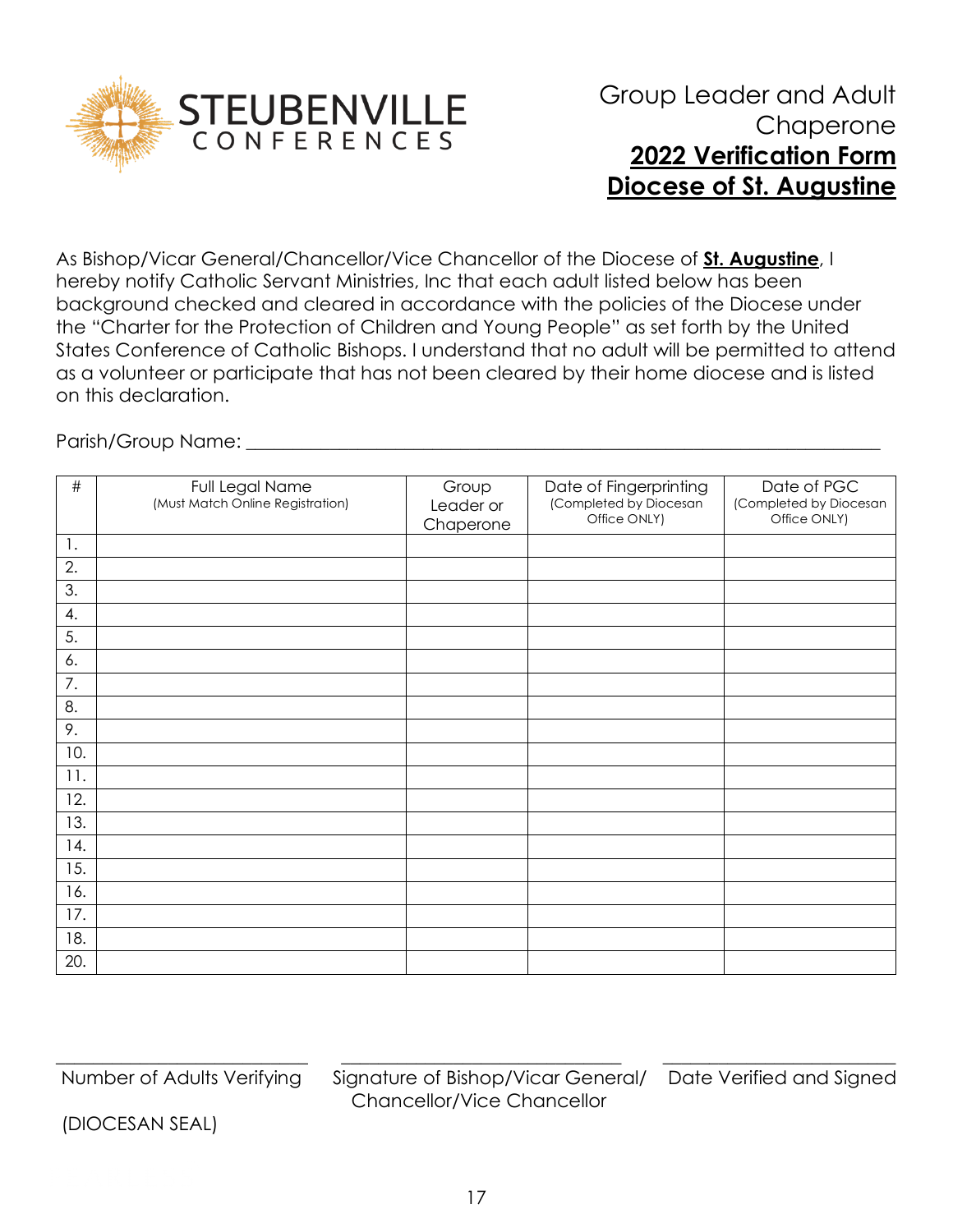STEUBENVILLE CONFERENCES

# Group Leader and Adult Chaperone **2022 Verification Form** **Diocese of St. Augustine**

As Bishop/Vicar General/Chancellor/Vice Chancellor of the Diocese of **St. Augustine**, I hereby notify Catholic Servant Ministries, Inc that each adult listed below has been background checked and cleared in accordance with the policies of the Diocese under the "Charter for the Protection of Children and Young People" as set forth by the United States Conference of Catholic Bishops. I understand that no adult will be permitted to attend as a volunteer or participate that has not been cleared by their home diocese and is listed on this declaration.

Parish/Group Name: ___________________________________________________________________

| # | Full Legal Name (Must Match Online Registration) | Group Leader or Chaperone | Date of Fingerprinting (Completed by Diocesan Office ONLY) | Date of PGC (Completed by Diocesan Office ONLY) |
|---|---|---|---|---|
| 1. | | | | |
| 2. | | | | |
| 3. | | | | |
| 4. | | | | |
| 5. | | | | |
| 6. | | | | |
| 7. | | | | |
| 8. | | | | |
| 9. | | | | |
| 10. | | | | |
| 11. | | | | |
| 12. | | | | |
| 13. | | | | |
| 14. | | | | |
| 15. | | | | |
| 16. | | | | |
| 17. | | | | |
| 18. | | | | |
| 20. | | | | |

_________________________ Number of Adults Verifying

_________________________ Signature of Bishop/Vicar General/ Chancellor/Vice Chancellor

_________________________ Date Verified and Signed

(DIOCESAN SEAL)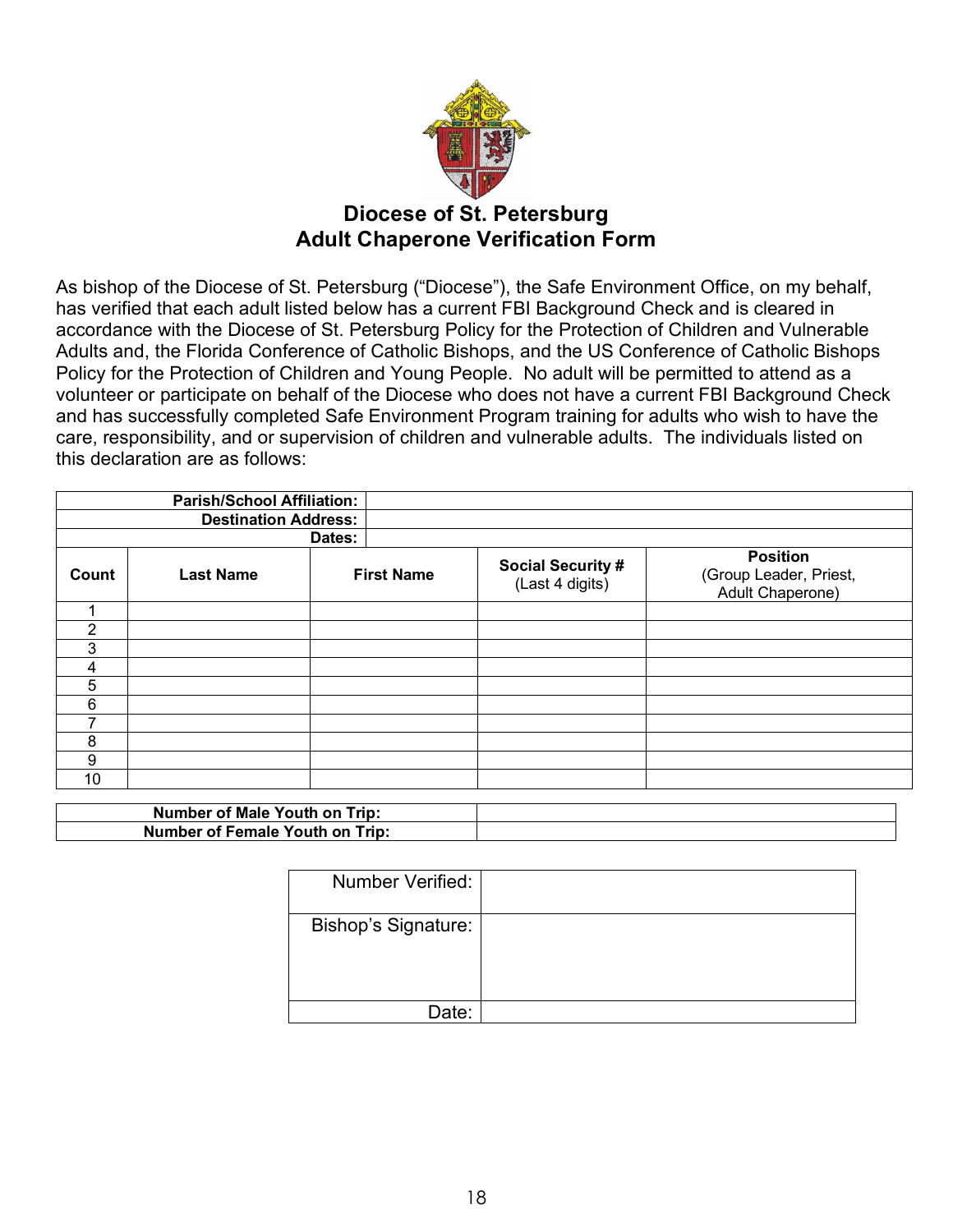# Diocese of St. Petersburg
## Adult Chaperone Verification Form

As bishop of the Diocese of St. Petersburg ("Diocese"), the Safe Environment Office, on my behalf, has verified that each adult listed below has a current FBI Background Check and is cleared in accordance with the Diocese of St. Petersburg Policy for the Protection of Children and Vulnerable Adults and, the Florida Conference of Catholic Bishops, and the US Conference of Catholic Bishops Policy for the Protection of Children and Young People. No adult will be permitted to attend as a volunteer or participate on behalf of the Diocese who does not have a current FBI Background Check and has successfully completed Safe Environment Program training for adults who wish to have the care, responsibility, and or supervision of children and vulnerable adults. The individuals listed on this declaration are as follows:

| **Parish/School Affiliation:** | |
|---|---|
| **Destination Address:** | |
| **Dates:** | |

| **Count** | **Last Name** | **First Name** | **Social Security #** (Last 4 digits) | **Position** (Group Leader, Priest, Adult Chaperone) |
|---|---|---|---|---|
| 1 | | | | |
| 2 | | | | |
| 3 | | | | |
| 4 | | | | |
| 5 | | | | |
| 6 | | | | |
| 7 | | | | |
| 8 | | | | |
| 9 | | | | |
| 10 | | | | |

| **Number of Male Youth on Trip:** | |
|---|---|
| **Number of Female Youth on Trip:** | |

| Number Verified: | |
|---|---|
| Bishop's Signature: | |
| Date: | |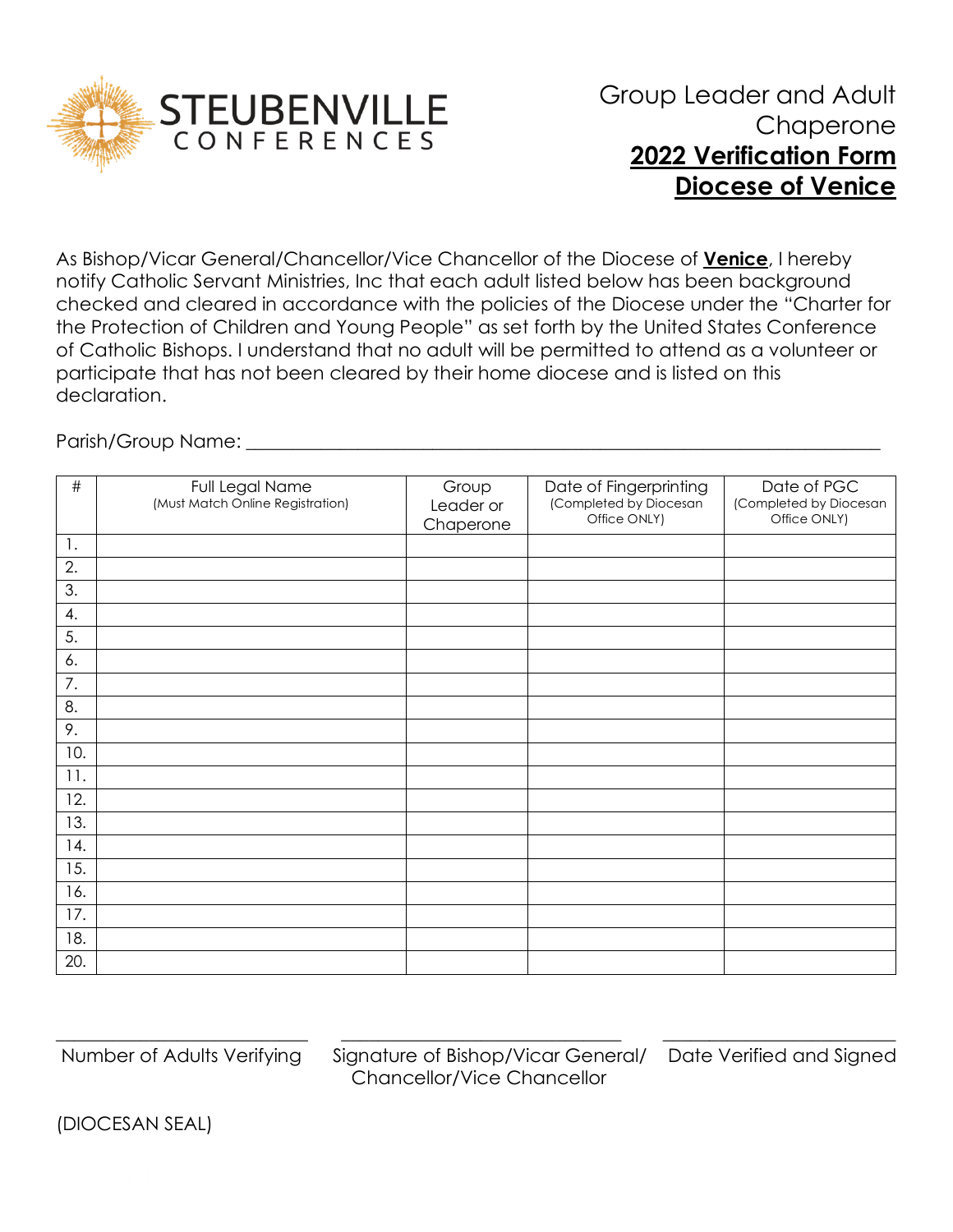STEUBENVILLE CONFERENCES

# Group Leader and Adult Chaperone

## 2022 Verification Form

## Diocese of Venice

As Bishop/Vicar General/Chancellor/Vice Chancellor of the Diocese of **Venice**, I hereby notify Catholic Servant Ministries, Inc that each adult listed below has been background checked and cleared in accordance with the policies of the Diocese under the "Charter for the Protection of Children and Young People" as set forth by the United States Conference of Catholic Bishops. I understand that no adult will be permitted to attend as a volunteer or participate that has not been cleared by their home diocese and is listed on this declaration.

Parish/Group Name: ___________________________________________

| # | Full Legal Name (Must Match Online Registration) | Group Leader or Chaperone | Date of Fingerprinting (Completed by Diocesan Office ONLY) | Date of PGC (Completed by Diocesan Office ONLY) |
|---|---|---|---|---|
| 1. | | | | |
| 2. | | | | |
| 3. | | | | |
| 4. | | | | |
| 5. | | | | |
| 6. | | | | |
| 7. | | | | |
| 8. | | | | |
| 9. | | | | |
| 10. | | | | |
| 11. | | | | |
| 12. | | | | |
| 13. | | | | |
| 14. | | | | |
| 15. | | | | |
| 16. | | | | |
| 17. | | | | |
| 18. | | | | |
| 20. | | | | |

________________________ Number of Adults Verifying

________________________ Signature of Bishop/Vicar General/ Chancellor/Vice Chancellor

________________________ Date Verified and Signed

(DIOCESAN SEAL)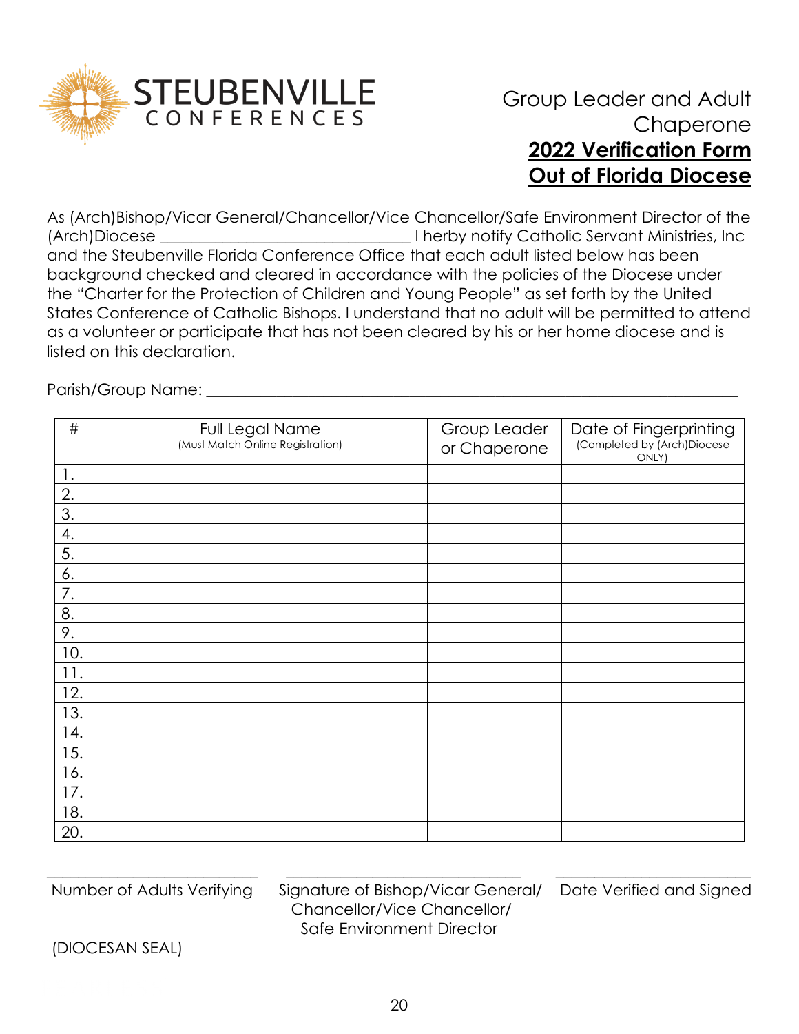STEUBENVILLE CONFERENCES

# Group Leader and Adult Chaperone

## **2022 Verification Form**
## **Out of Florida Diocese**

As (Arch)Bishop/Vicar General/Chancellor/Vice Chancellor/Safe Environment Director of the (Arch)Diocese ______________________________ I herby notify Catholic Servant Ministries, Inc and the Steubenville Florida Conference Office that each adult listed below has been background checked and cleared in accordance with the policies of the Diocese under the "Charter for the Protection of Children and Young People" as set forth by the United States Conference of Catholic Bishops. I understand that no adult will be permitted to attend as a volunteer or participate that has not been cleared by his or her home diocese and is listed on this declaration.

Parish/Group Name: ________________________________________________________________

| # | Full Legal Name (Must Match Online Registration) | Group Leader or Chaperone | Date of Fingerprinting (Completed by (Arch)Diocese ONLY) |
|---|---|---|---|
| 1. | | | |
| 2. | | | |
| 3. | | | |
| 4. | | | |
| 5. | | | |
| 6. | | | |
| 7. | | | |
| 8. | | | |
| 9. | | | |
| 10. | | | |
| 11. | | | |
| 12. | | | |
| 13. | | | |
| 14. | | | |
| 15. | | | |
| 16. | | | |
| 17. | | | |
| 18. | | | |
| 20. | | | |

_________________________ Number of Adults Verifying

_________________________ Signature of Bishop/Vicar General/ Chancellor/Vice Chancellor/ Safe Environment Director

_________________________ Date Verified and Signed

(DIOCESAN SEAL)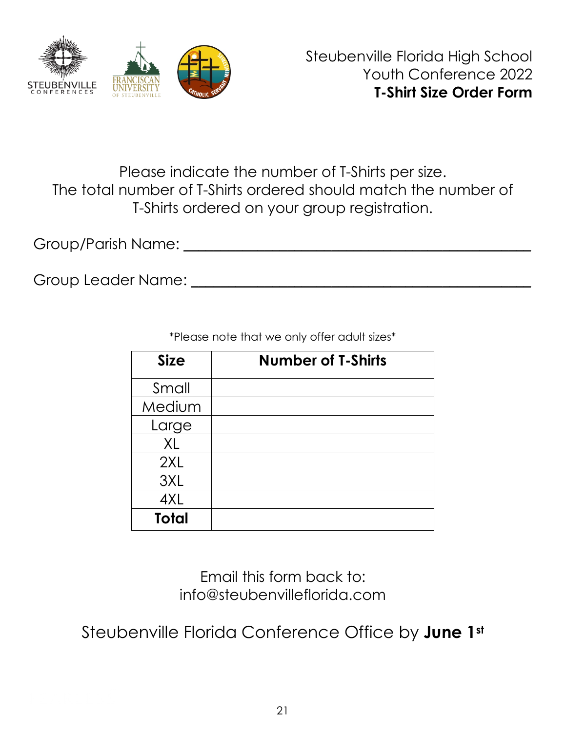Steubenville Florida High School
Youth Conference 2022
**T-Shirt Size Order Form**

Please indicate the number of T-Shirts per size.
The total number of T-Shirts ordered should match the number of T-Shirts ordered on your group registration.

Group/Parish Name: ________________________________________

Group Leader Name: ________________________________________

*Please note that we only offer adult sizes*

| Size | Number of T-Shirts |
|---|---|
| Small | |
| Medium | |
| Large | |
| XL | |
| 2XL | |
| 3XL | |
| 4XL | |
| **Total** | |

Email this form back to:
info@steubenvilleflorida.com

Steubenville Florida Conference Office by **June 1st**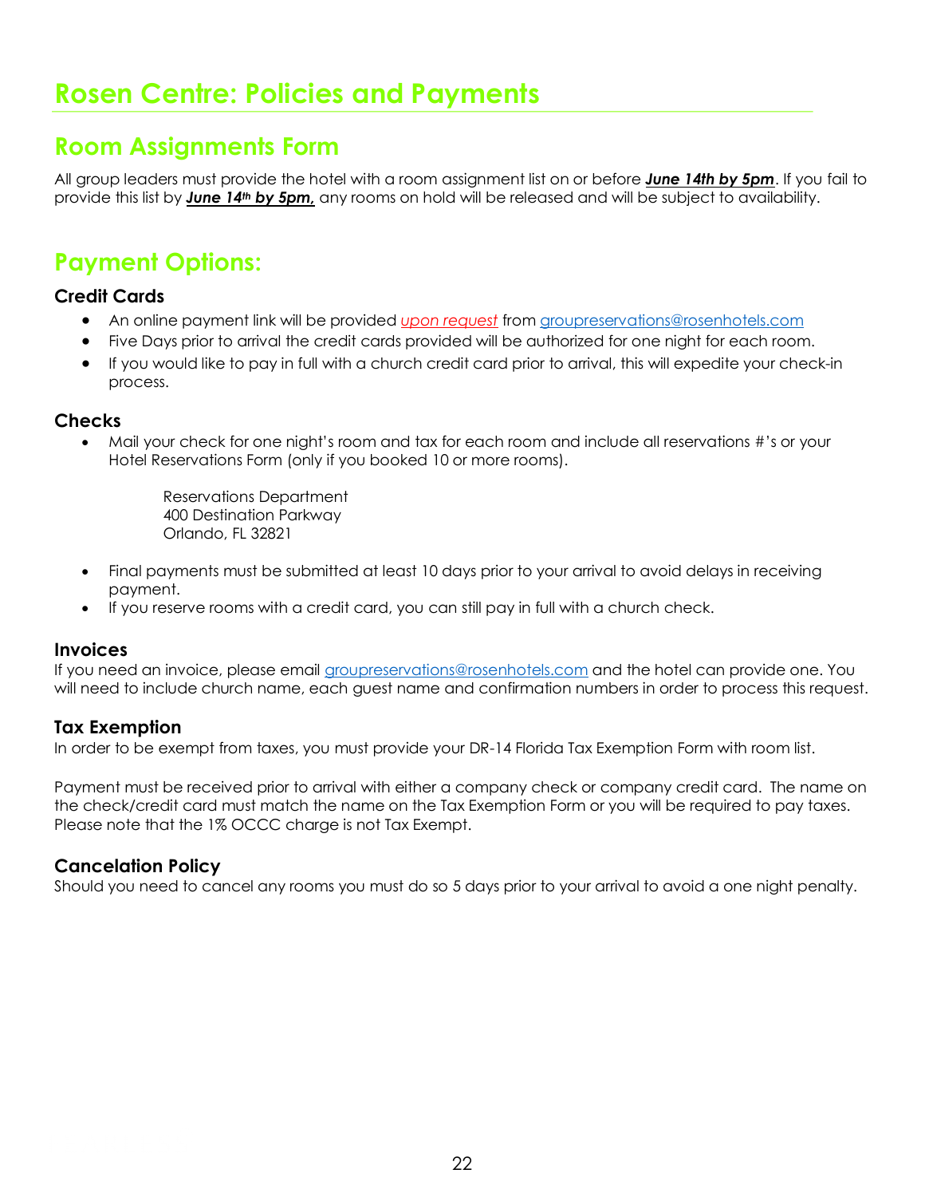# Rosen Centre: Policies and Payments

## Room Assignments Form

All group leaders must provide the hotel with a room assignment list on or before ***June 14th by 5pm***. If you fail to provide this list by ***June 14th by 5pm,*** any rooms on hold will be released and will be subject to availability.

## Payment Options:

### Credit Cards

- An online payment link will be provided *upon request* from groupreservations@rosenhotels.com
- Five Days prior to arrival the credit cards provided will be authorized for one night for each room.
- If you would like to pay in full with a church credit card prior to arrival, this will expedite your check-in process.

### Checks

- Mail your check for one night's room and tax for each room and include all reservations #'s or your Hotel Reservations Form (only if you booked 10 or more rooms).

  Reservations Department
  400 Destination Parkway
  Orlando, FL 32821

- Final payments must be submitted at least 10 days prior to your arrival to avoid delays in receiving payment.
- If you reserve rooms with a credit card, you can still pay in full with a church check.

### Invoices

If you need an invoice, please email groupreservations@rosenhotels.com and the hotel can provide one. You will need to include church name, each guest name and confirmation numbers in order to process this request.

### Tax Exemption

In order to be exempt from taxes, you must provide your DR-14 Florida Tax Exemption Form with room list.

Payment must be received prior to arrival with either a company check or company credit card. The name on the check/credit card must match the name on the Tax Exemption Form or you will be required to pay taxes. Please note that the 1% OCCC charge is not Tax Exempt.

### Cancelation Policy

Should you need to cancel any rooms you must do so 5 days prior to your arrival to avoid a one night penalty.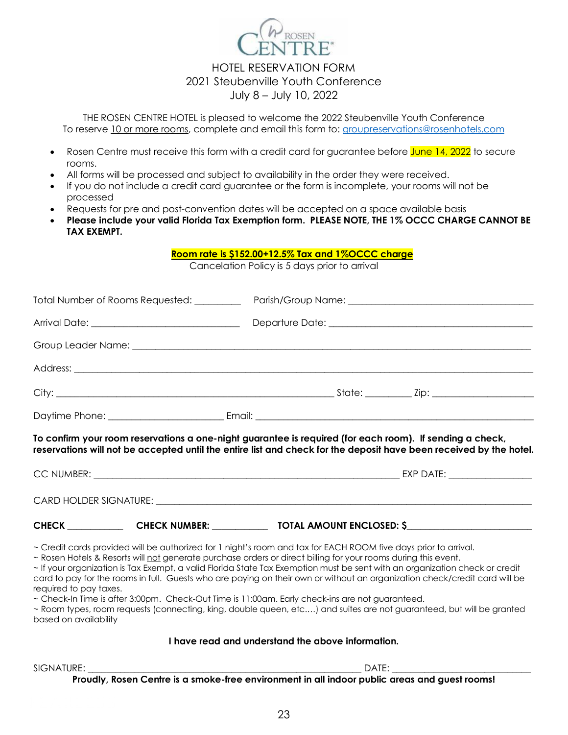ROSEN CENTRE

# HOTEL RESERVATION FORM

## 2021 Steubenville Youth Conference

## July 8 – July 10, 2022

THE ROSEN CENTRE HOTEL is pleased to welcome the 2022 Steubenville Youth Conference
To reserve 10 or more rooms, complete and email this form to: groupreservations@rosenhotels.com

- Rosen Centre must receive this form with a credit card for guarantee before June 14, 2022 to secure rooms.
- All forms will be processed and subject to availability in the order they were received.
- If you do not include a credit card guarantee or the form is incomplete, your rooms will not be processed
- Requests for pre and post-convention dates will be accepted on a space available basis
- **Please include your valid Florida Tax Exemption form. PLEASE NOTE, THE 1% OCCC CHARGE CANNOT BE TAX EXEMPT.**

**Room rate is $152.00+12.5% Tax and 1%OCCC charge**

Cancelation Policy is 5 days prior to arrival

Total Number of Rooms Requested: __________ Parish/Group Name: ______________________________________

Arrival Date: ______________________________ Departure Date: ______________________________________

Group Leader Name: ______________________________________________________________________

Address: ______________________________________________________________________________

City: ______________________________________________ State: __________ Zip: ____________________

Daytime Phone: ________________________ Email: ______________________________________________

**To confirm your room reservations a one-night guarantee is required (for each room). If sending a check, reservations will not be accepted until the entire list and check for the deposit have been received by the hotel.**

CC NUMBER: ______________________________________________________ EXP DATE: __________________

CARD HOLDER SIGNATURE: _________________________________________________________________

**CHECK** ____________ **CHECK NUMBER:** ____________ **TOTAL AMOUNT ENCLOSED: $**__________________________

~ Credit cards provided will be authorized for 1 night's room and tax for EACH ROOM five days prior to arrival.
~ Rosen Hotels & Resorts will not generate purchase orders or direct billing for your rooms during this event.
~ If your organization is Tax Exempt, a valid Florida State Tax Exemption must be sent with an organization check or credit card to pay for the rooms in full. Guests who are paying on their own or without an organization check/credit card will be required to pay taxes.
~ Check-In Time is after 3:00pm. Check-Out Time is 11:00am. Early check-ins are not guaranteed.
~ Room types, room requests (connecting, king, double queen, etc….) and suites are not guaranteed, but will be granted based on availability

**I have read and understand the above information.**

SIGNATURE: ______________________________________________________________ DATE: ____________________________

**Proudly, Rosen Centre is a smoke-free environment in all indoor public areas and guest rooms!**